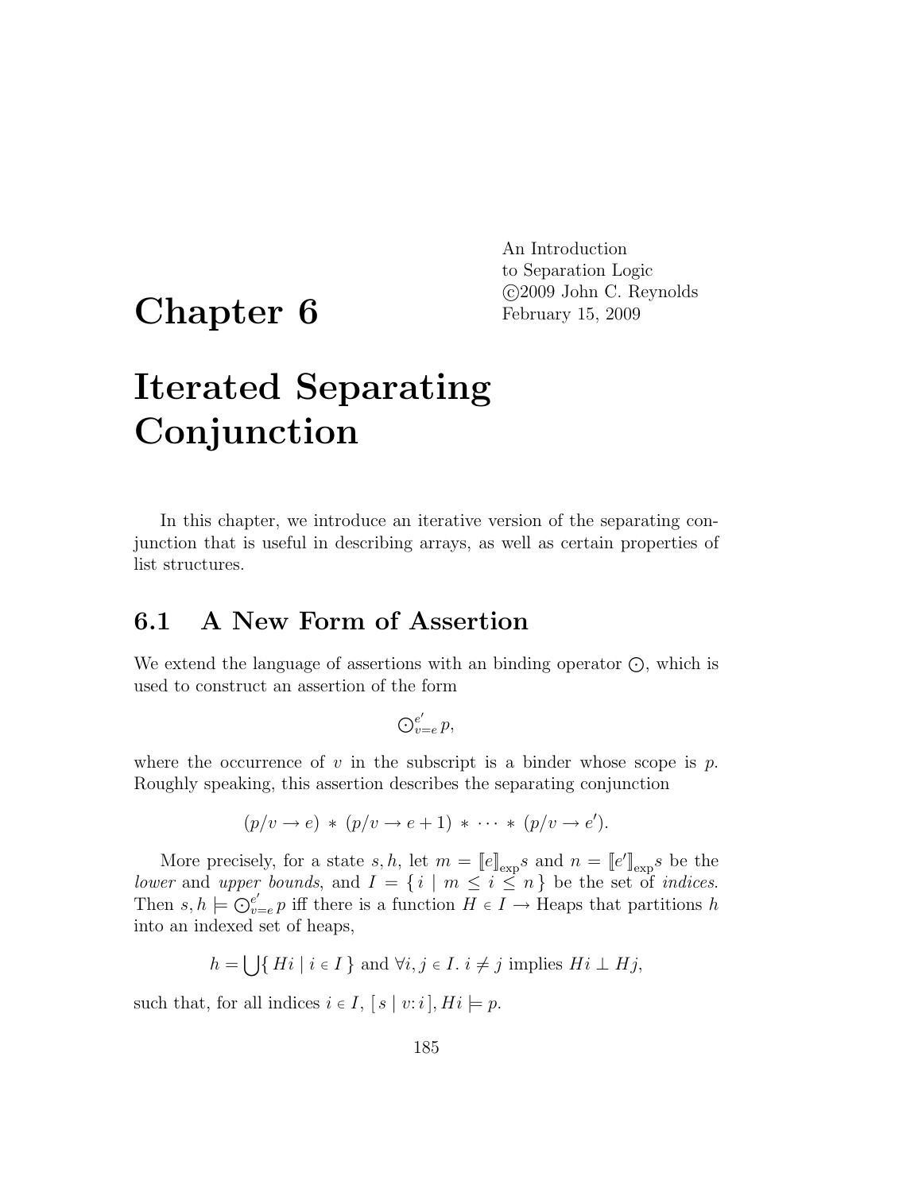An Introduction
to Separation Logic
©2009 John C. Reynolds
February 15, 2009

# Chapter 6

# Iterated Separating Conjunction

In this chapter, we introduce an iterative version of the separating conjunction that is useful in describing arrays, as well as certain properties of list structures.

## 6.1 A New Form of Assertion

We extend the language of assertions with an binding operator $\bigodot$, which is used to construct an assertion of the form

$$\bigodot_{v=e}^{e'} p,$$

where the occurrence of $v$ in the subscript is a binder whose scope is $p$. Roughly speaking, this assertion describes the separating conjunction

$$(p/v \to e) \ast (p/v \to e+1) \ast \cdots \ast (p/v \to e').$$

More precisely, for a state $s, h$, let $m = [\![e]\!]_{\text{exp}} s$ and $n = [\![e']\!]_{\text{exp}} s$ be the *lower* and *upper bounds*, and $I = \{\, i \mid m \leq i \leq n \,\}$ be the set of *indices*. Then $s, h \models \bigodot_{v=e}^{e'} p$ iff there is a function $H \in I \to \text{Heaps}$ that partitions $h$ into an indexed set of heaps,

$$h = \bigcup\{\, Hi \mid i \in I \,\} \text{ and } \forall i, j \in I.\ i \neq j \text{ implies } Hi \perp Hj,$$

such that, for all indices $i \in I$, $[\, s \mid v{:}\, i \,], Hi \models p$.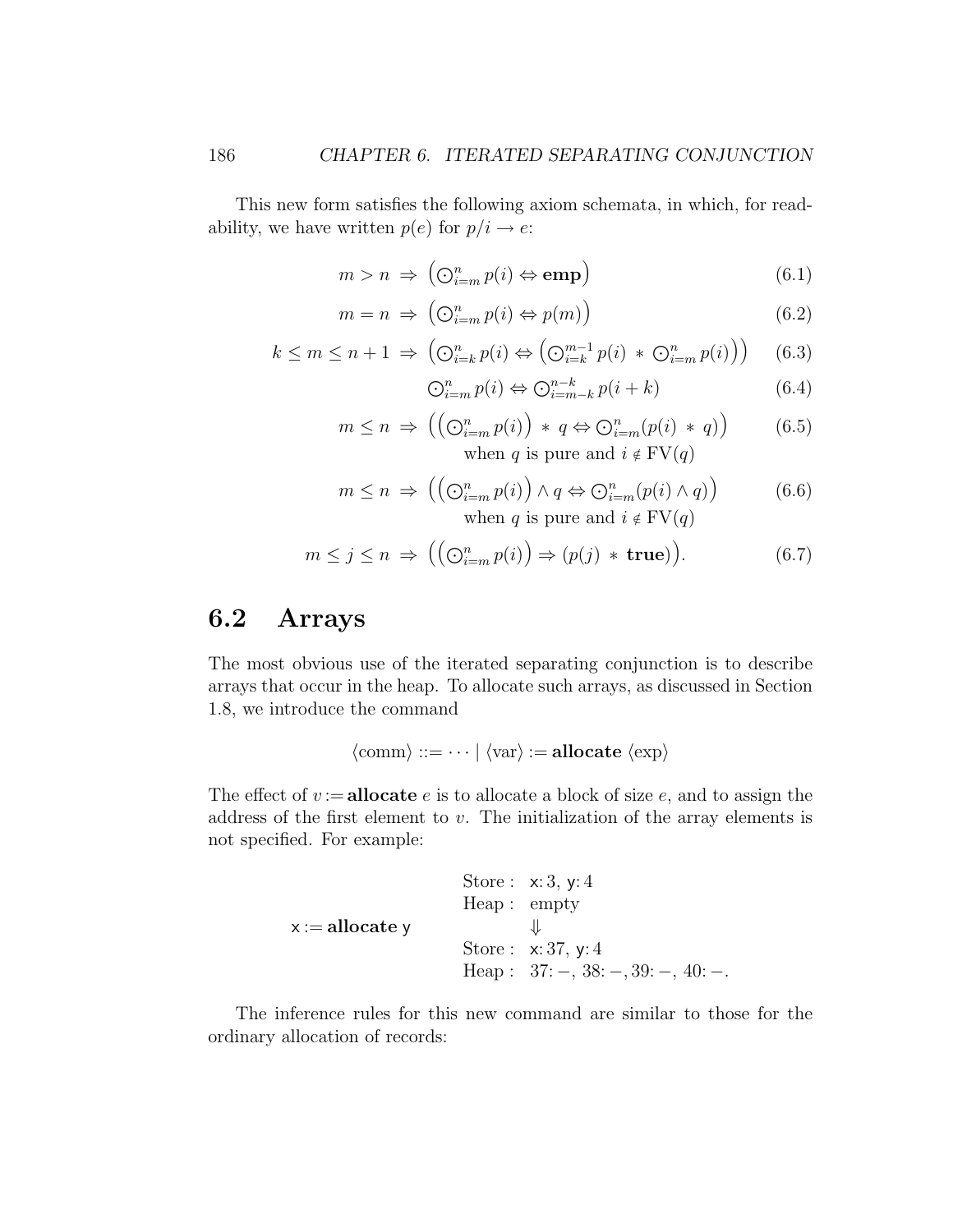This new form satisfies the following axiom schemata, in which, for readability, we have written $p(e)$ for $p/i \to e$:

$$m > n \;\Rightarrow\; \left( \bigodot_{i=m}^{n} p(i) \Leftrightarrow \mathbf{emp} \right) \tag{6.1}$$

$$m = n \;\Rightarrow\; \left( \bigodot_{i=m}^{n} p(i) \Leftrightarrow p(m) \right) \tag{6.2}$$

$$k \leq m \leq n+1 \;\Rightarrow\; \left( \bigodot_{i=k}^{n} p(i) \Leftrightarrow \left( \bigodot_{i=k}^{m-1} p(i) \;*\; \bigodot_{i=m}^{n} p(i) \right) \right) \tag{6.3}$$

$$\bigodot_{i=m}^{n} p(i) \Leftrightarrow \bigodot_{i=m-k}^{n-k} p(i+k) \tag{6.4}$$

$$m \leq n \;\Rightarrow\; \left( \left( \bigodot_{i=m}^{n} p(i) \right) \;*\; q \Leftrightarrow \bigodot_{i=m}^{n} (p(i) \;*\; q) \right) \tag{6.5}$$

when $q$ is pure and $i \notin \mathrm{FV}(q)$

$$m \leq n \;\Rightarrow\; \left( \left( \bigodot_{i=m}^{n} p(i) \right) \wedge q \Leftrightarrow \bigodot_{i=m}^{n} (p(i) \wedge q) \right) \tag{6.6}$$

when $q$ is pure and $i \notin \mathrm{FV}(q)$

$$m \leq j \leq n \;\Rightarrow\; \left( \left( \bigodot_{i=m}^{n} p(i) \right) \Rightarrow (p(j) \;*\; \mathbf{true}) \right). \tag{6.7}$$

## 6.2 Arrays

The most obvious use of the iterated separating conjunction is to describe arrays that occur in the heap. To allocate such arrays, as discussed in Section 1.8, we introduce the command

$$\langle\text{comm}\rangle ::= \cdots \mid \langle\text{var}\rangle := \mathbf{allocate}\ \langle\text{exp}\rangle$$

The effect of $v := \mathbf{allocate}\ e$ is to allocate a block of size $e$, and to assign the address of the first element to $v$. The initialization of the array elements is not specified. For example:

$\mathsf{x} := \mathbf{allocate}\ \mathsf{y}$

Store : $\mathsf{x}{:}\,3,\ \mathsf{y}{:}\,4$
Heap : empty
$\Downarrow$
Store : $\mathsf{x}{:}\,37,\ \mathsf{y}{:}\,4$
Heap : $37{:}\,-,\ 38{:}\,-, 39{:}\,-,\ 40{:}\,-.$

The inference rules for this new command are similar to those for the ordinary allocation of records: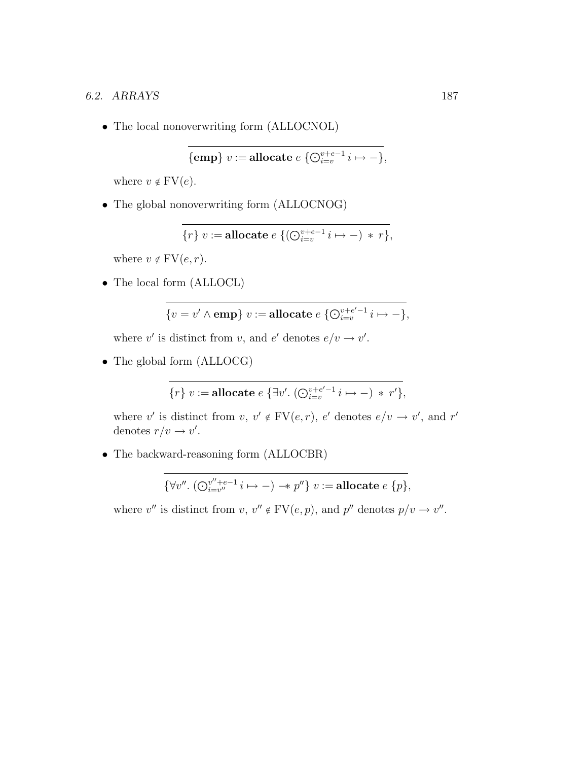- The local nonoverwriting form (ALLOCNOL)

$$\overline{\{\mathbf{emp}\}\ v := \mathbf{allocate}\ e\ \{\bigodot_{i=v}^{v+e-1} i \mapsto -\}},$$

  where $v \notin \mathrm{FV}(e)$.

- The global nonoverwriting form (ALLOCNOG)

$$\overline{\{r\}\ v := \mathbf{allocate}\ e\ \{(\bigodot_{i=v}^{v+e-1} i \mapsto -)\ *\ r\}},$$

  where $v \notin \mathrm{FV}(e, r)$.

- The local form (ALLOCL)

$$\overline{\{v = v' \wedge \mathbf{emp}\}\ v := \mathbf{allocate}\ e\ \{\bigodot_{i=v}^{v+e'-1} i \mapsto -\}},$$

  where $v'$ is distinct from $v$, and $e'$ denotes $e/v \to v'$.

- The global form (ALLOCG)

$$\overline{\{r\}\ v := \mathbf{allocate}\ e\ \{\exists v'.\ (\bigodot_{i=v}^{v+e'-1} i \mapsto -)\ *\ r'\}},$$

  where $v'$ is distinct from $v$, $v' \notin \mathrm{FV}(e, r)$, $e'$ denotes $e/v \to v'$, and $r'$ denotes $r/v \to v'$.

- The backward-reasoning form (ALLOCBR)

$$\overline{\{\forall v''.\ (\bigodot_{i=v''}^{v''+e-1} i \mapsto -) \mathrel{-\!\!*} p''\}\ v := \mathbf{allocate}\ e\ \{p\}},$$

  where $v''$ is distinct from $v$, $v'' \notin \mathrm{FV}(e, p)$, and $p''$ denotes $p/v \to v''$.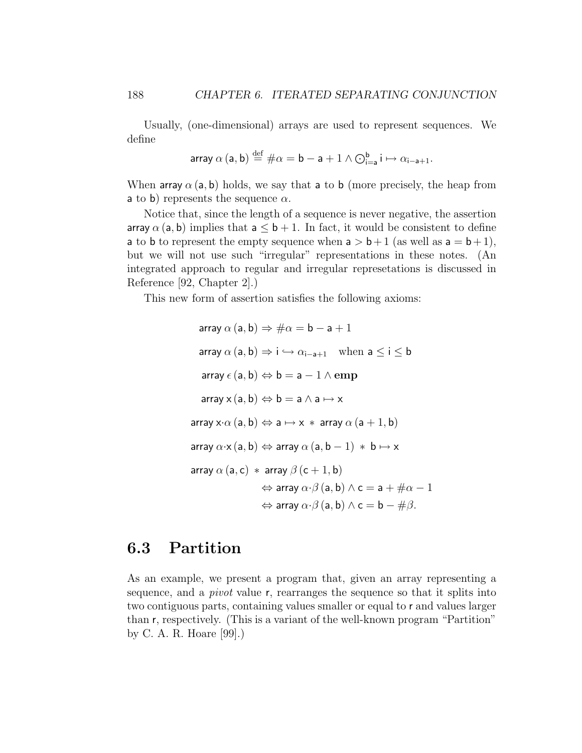Usually, (one-dimensional) arrays are used to represent sequences. We define

$$\mathsf{array}\ \alpha\,(\mathsf{a},\mathsf{b}) \stackrel{\text{def}}{=} \#\alpha = \mathsf{b} - \mathsf{a} + 1 \wedge \bigodot_{\mathsf{i}=\mathsf{a}}^{\mathsf{b}} \mathsf{i} \mapsto \alpha_{\mathsf{i}-\mathsf{a}+1}.$$

When $\mathsf{array}\ \alpha\,(\mathsf{a},\mathsf{b})$ holds, we say that $\mathsf{a}$ to $\mathsf{b}$ (more precisely, the heap from $\mathsf{a}$ to $\mathsf{b}$) represents the sequence $\alpha$.

Notice that, since the length of a sequence is never negative, the assertion $\mathsf{array}\ \alpha\,(\mathsf{a},\mathsf{b})$ implies that $\mathsf{a} \leq \mathsf{b}+1$. In fact, it would be consistent to define $\mathsf{a}$ to $\mathsf{b}$ to represent the empty sequence when $\mathsf{a} > \mathsf{b}+1$ (as well as $\mathsf{a} = \mathsf{b}+1$), but we will not use such "irregular" representations in these notes. (An integrated approach to regular and irregular represetations is discussed in Reference [92, Chapter 2].)

This new form of assertion satisfies the following axioms:

$$\mathsf{array}\ \alpha\,(\mathsf{a},\mathsf{b}) \Rightarrow \#\alpha = \mathsf{b} - \mathsf{a} + 1$$

$$\mathsf{array}\ \alpha\,(\mathsf{a},\mathsf{b}) \Rightarrow \mathsf{i} \hookrightarrow \alpha_{\mathsf{i}-\mathsf{a}+1} \quad \text{when } \mathsf{a} \leq \mathsf{i} \leq \mathsf{b}$$

$$\mathsf{array}\ \epsilon\,(\mathsf{a},\mathsf{b}) \Leftrightarrow \mathsf{b} = \mathsf{a} - 1 \wedge \mathbf{emp}$$

$$\mathsf{array}\ \mathsf{x}\,(\mathsf{a},\mathsf{b}) \Leftrightarrow \mathsf{b} = \mathsf{a} \wedge \mathsf{a} \mapsto \mathsf{x}$$

$$\mathsf{array}\ \mathsf{x}{\cdot}\alpha\,(\mathsf{a},\mathsf{b}) \Leftrightarrow \mathsf{a} \mapsto \mathsf{x} \ast \mathsf{array}\ \alpha\,(\mathsf{a}+1,\mathsf{b})$$

$$\mathsf{array}\ \alpha{\cdot}\mathsf{x}\,(\mathsf{a},\mathsf{b}) \Leftrightarrow \mathsf{array}\ \alpha\,(\mathsf{a},\mathsf{b}-1) \ast \mathsf{b} \mapsto \mathsf{x}$$

$$\begin{aligned}\mathsf{array}\ \alpha\,(\mathsf{a},\mathsf{c}) \ast \mathsf{array}\ \beta\,(\mathsf{c}+1,\mathsf{b}) & \\ &\Leftrightarrow \mathsf{array}\ \alpha{\cdot}\beta\,(\mathsf{a},\mathsf{b}) \wedge \mathsf{c} = \mathsf{a} + \#\alpha - 1 \\ &\Leftrightarrow \mathsf{array}\ \alpha{\cdot}\beta\,(\mathsf{a},\mathsf{b}) \wedge \mathsf{c} = \mathsf{b} - \#\beta.\end{aligned}$$

## 6.3 Partition

As an example, we present a program that, given an array representing a sequence, and a *pivot* value $\mathsf{r}$, rearranges the sequence so that it splits into two contiguous parts, containing values smaller or equal to $\mathsf{r}$ and values larger than $\mathsf{r}$, respectively. (This is a variant of the well-known program "Partition" by C. A. R. Hoare [99].)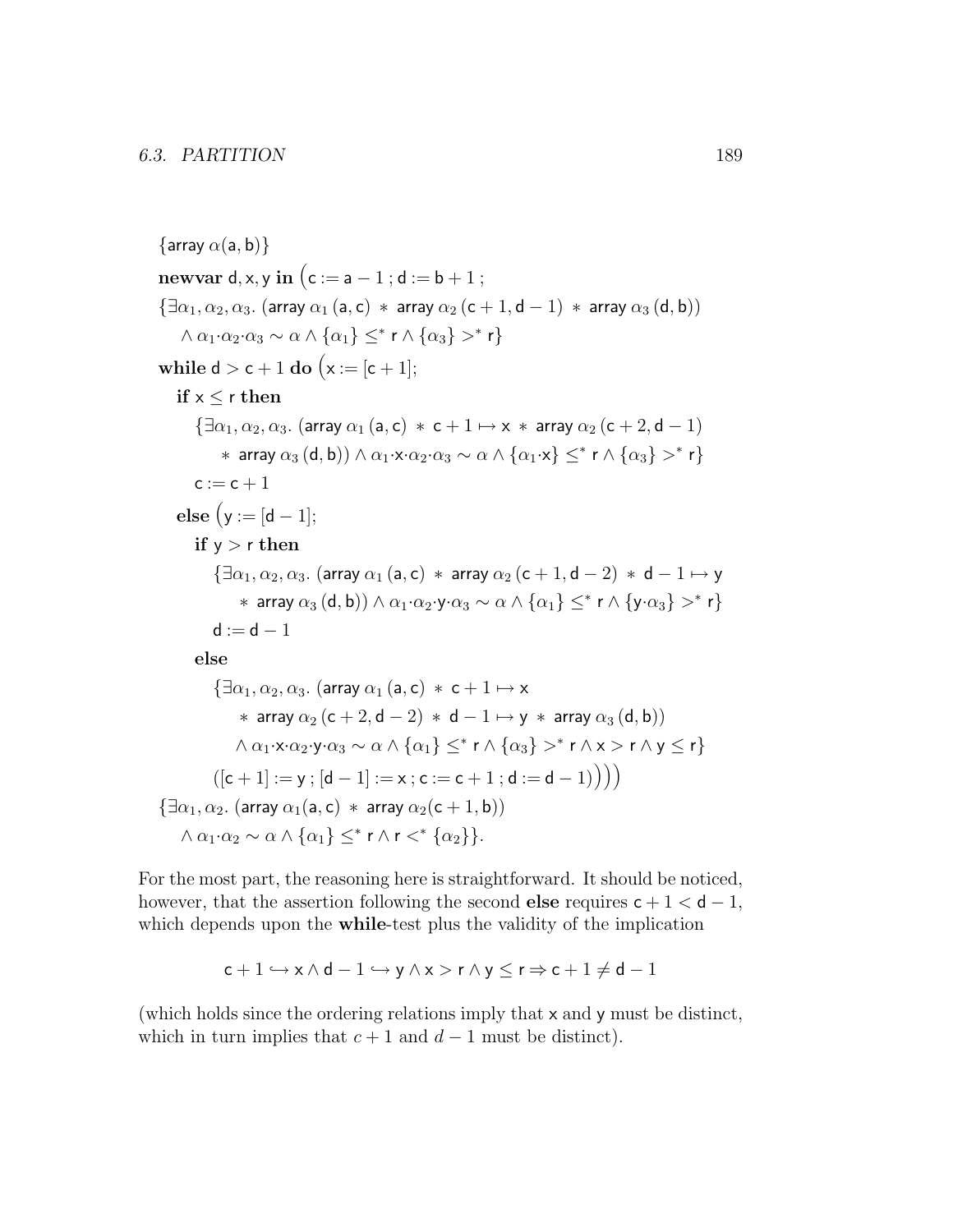$$
\begin{array}{l}
\{\mathsf{array}\ \alpha(\mathsf{a},\mathsf{b})\}\\
\textbf{newvar}\ \mathsf{d},\mathsf{x},\mathsf{y}\ \textbf{in}\ \big(\mathsf{c} := \mathsf{a}-1\ ;\ \mathsf{d} := \mathsf{b}+1\ ;\\
\{\exists\alpha_1,\alpha_2,\alpha_3.\ (\mathsf{array}\ \alpha_1\,(\mathsf{a},\mathsf{c})\ *\ \mathsf{array}\ \alpha_2\,(\mathsf{c}+1,\mathsf{d}-1)\ *\ \mathsf{array}\ \alpha_3\,(\mathsf{d},\mathsf{b}))\\
\quad \wedge\ \alpha_1{\cdot}\alpha_2{\cdot}\alpha_3 \sim \alpha \wedge \{\alpha_1\} \leq^* \mathsf{r} \wedge \{\alpha_3\} >^* \mathsf{r}\}\\
\textbf{while}\ \mathsf{d} > \mathsf{c}+1\ \textbf{do}\ \big(\mathsf{x} := [\mathsf{c}+1];\\
\quad \textbf{if}\ \mathsf{x} \leq \mathsf{r}\ \textbf{then}\\
\qquad \{\exists\alpha_1,\alpha_2,\alpha_3.\ (\mathsf{array}\ \alpha_1\,(\mathsf{a},\mathsf{c})\ *\ \mathsf{c}+1 \mapsto \mathsf{x}\ *\ \mathsf{array}\ \alpha_2\,(\mathsf{c}+2,\mathsf{d}-1)\\
\qquad\quad *\ \mathsf{array}\ \alpha_3\,(\mathsf{d},\mathsf{b})) \wedge \alpha_1{\cdot}\mathsf{x}{\cdot}\alpha_2{\cdot}\alpha_3 \sim \alpha \wedge \{\alpha_1{\cdot}\mathsf{x}\} \leq^* \mathsf{r} \wedge \{\alpha_3\} >^* \mathsf{r}\}\\
\qquad \mathsf{c} := \mathsf{c}+1\\
\quad \textbf{else}\ \big(\mathsf{y} := [\mathsf{d}-1];\\
\qquad \textbf{if}\ \mathsf{y} > \mathsf{r}\ \textbf{then}\\
\qquad\quad \{\exists\alpha_1,\alpha_2,\alpha_3.\ (\mathsf{array}\ \alpha_1\,(\mathsf{a},\mathsf{c})\ *\ \mathsf{array}\ \alpha_2\,(\mathsf{c}+1,\mathsf{d}-2)\ *\ \mathsf{d}-1 \mapsto \mathsf{y}\\
\qquad\qquad *\ \mathsf{array}\ \alpha_3\,(\mathsf{d},\mathsf{b})) \wedge \alpha_1{\cdot}\alpha_2{\cdot}\mathsf{y}{\cdot}\alpha_3 \sim \alpha \wedge \{\alpha_1\} \leq^* \mathsf{r} \wedge \{\mathsf{y}{\cdot}\alpha_3\} >^* \mathsf{r}\}\\
\qquad\quad \mathsf{d} := \mathsf{d}-1\\
\qquad \textbf{else}\\
\qquad\quad \{\exists\alpha_1,\alpha_2,\alpha_3.\ (\mathsf{array}\ \alpha_1\,(\mathsf{a},\mathsf{c})\ *\ \mathsf{c}+1 \mapsto \mathsf{x}\\
\qquad\qquad *\ \mathsf{array}\ \alpha_2\,(\mathsf{c}+2,\mathsf{d}-2)\ *\ \mathsf{d}-1 \mapsto \mathsf{y}\ *\ \mathsf{array}\ \alpha_3\,(\mathsf{d},\mathsf{b}))\\
\qquad\qquad \wedge\ \alpha_1{\cdot}\mathsf{x}{\cdot}\alpha_2{\cdot}\mathsf{y}{\cdot}\alpha_3 \sim \alpha \wedge \{\alpha_1\} \leq^* \mathsf{r} \wedge \{\alpha_3\} >^* \mathsf{r} \wedge \mathsf{x} > \mathsf{r} \wedge \mathsf{y} \leq \mathsf{r}\}\\
\qquad\quad ([\mathsf{c}+1] := \mathsf{y}\ ;\ [\mathsf{d}-1] := \mathsf{x}\ ;\ \mathsf{c} := \mathsf{c}+1\ ;\ \mathsf{d} := \mathsf{d}-1)\big)\big)\big)\\
\{\exists\alpha_1,\alpha_2.\ (\mathsf{array}\ \alpha_1(\mathsf{a},\mathsf{c})\ *\ \mathsf{array}\ \alpha_2(\mathsf{c}+1,\mathsf{b}))\\
\quad \wedge\ \alpha_1{\cdot}\alpha_2 \sim \alpha \wedge \{\alpha_1\} \leq^* \mathsf{r} \wedge \mathsf{r} <^* \{\alpha_2\}\}.
\end{array}
$$

For the most part, the reasoning here is straightforward. It should be noticed, however, that the assertion following the second **else** requires $\mathsf{c}+1 < \mathsf{d}-1$, which depends upon the **while**-test plus the validity of the implication

$$\mathsf{c}+1 \hookrightarrow \mathsf{x} \wedge \mathsf{d}-1 \hookrightarrow \mathsf{y} \wedge \mathsf{x} > \mathsf{r} \wedge \mathsf{y} \leq \mathsf{r} \Rightarrow \mathsf{c}+1 \neq \mathsf{d}-1$$

(which holds since the ordering relations imply that $\mathsf{x}$ and $\mathsf{y}$ must be distinct, which in turn implies that $c+1$ and $d-1$ must be distinct).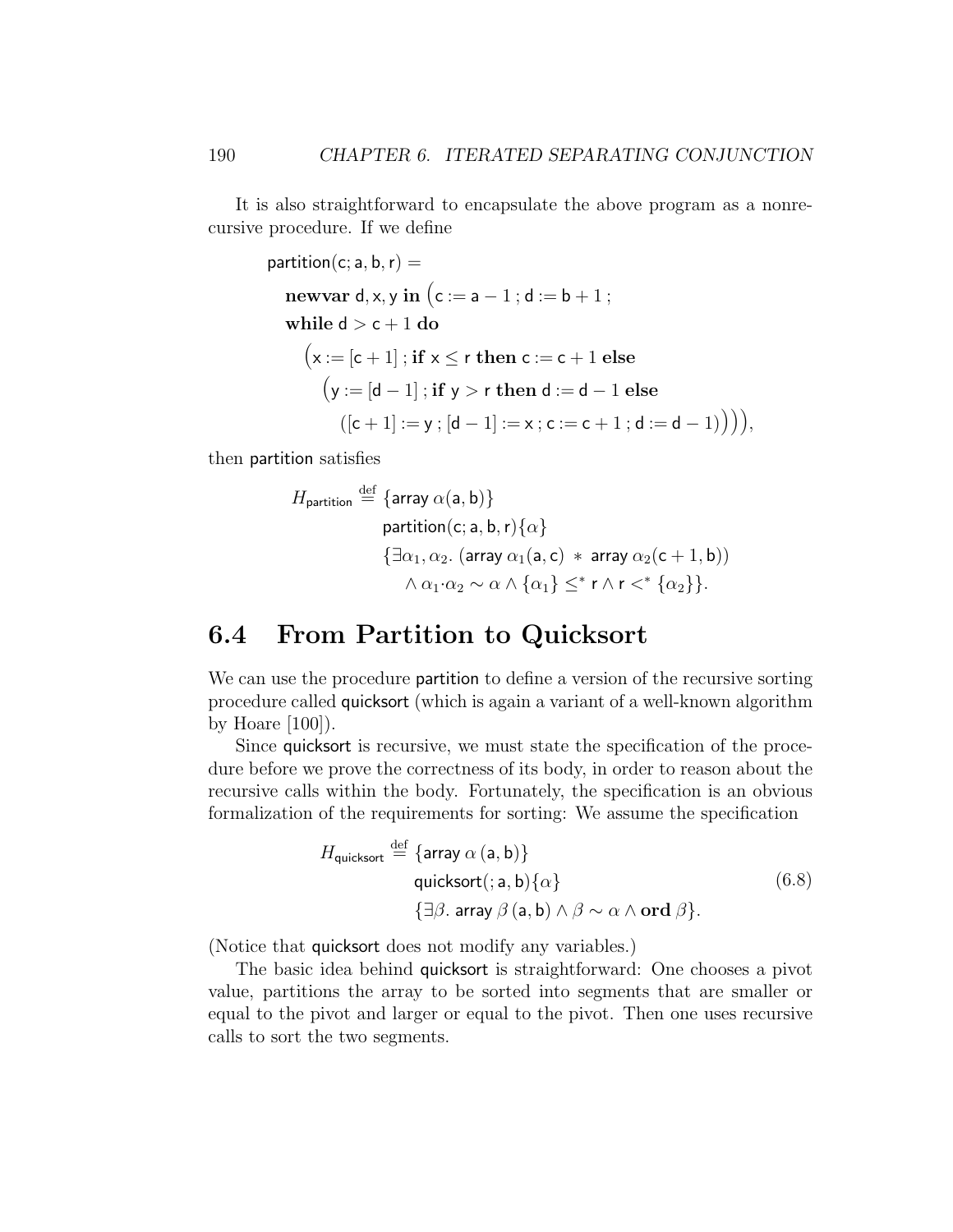It is also straightforward to encapsulate the above program as a nonrecursive procedure. If we define

$$
\begin{array}{l}
\mathsf{partition}(\mathsf{c};\mathsf{a},\mathsf{b},\mathsf{r}) = \\
\quad \mathbf{newvar}\ \mathsf{d},\mathsf{x},\mathsf{y}\ \mathbf{in}\ \big(\mathsf{c} := \mathsf{a}-1\,;\,\mathsf{d} := \mathsf{b}+1\,; \\
\quad \mathbf{while}\ \mathsf{d} > \mathsf{c}+1\ \mathbf{do} \\
\qquad \big(\mathsf{x} := [\mathsf{c}+1]\,;\,\mathbf{if}\ \mathsf{x} \leq \mathsf{r}\ \mathbf{then}\ \mathsf{c} := \mathsf{c}+1\ \mathbf{else} \\
\qquad\quad \big(\mathsf{y} := [\mathsf{d}-1]\,;\,\mathbf{if}\ \mathsf{y} > \mathsf{r}\ \mathbf{then}\ \mathsf{d} := \mathsf{d}-1\ \mathbf{else} \\
\qquad\qquad ([\mathsf{c}+1] := \mathsf{y}\,;\,[\mathsf{d}-1] := \mathsf{x}\,;\,\mathsf{c} := \mathsf{c}+1\,;\,\mathsf{d} := \mathsf{d}-1)\big)\big)\big),
\end{array}
$$

then partition satisfies

$$
\begin{array}{rl}
H_{\mathsf{partition}} \stackrel{\text{def}}{=} & \{\mathsf{array}\ \alpha(\mathsf{a},\mathsf{b})\} \\
& \mathsf{partition}(\mathsf{c};\mathsf{a},\mathsf{b},\mathsf{r})\{\alpha\} \\
& \{\exists \alpha_1, \alpha_2.\ (\mathsf{array}\ \alpha_1(\mathsf{a},\mathsf{c})\ *\ \mathsf{array}\ \alpha_2(\mathsf{c}+1,\mathsf{b})) \\
& \quad \wedge\ \alpha_1{\cdot}\alpha_2 \sim \alpha \wedge \{\alpha_1\} \leq^* \mathsf{r} \wedge \mathsf{r} <^* \{\alpha_2\}\}.
\end{array}
$$

## 6.4 From Partition to Quicksort

We can use the procedure partition to define a version of the recursive sorting procedure called quicksort (which is again a variant of a well-known algorithm by Hoare [100]).

Since quicksort is recursive, we must state the specification of the procedure before we prove the correctness of its body, in order to reason about the recursive calls within the body. Fortunately, the specification is an obvious formalization of the requirements for sorting: We assume the specification

$$
\begin{array}{rl}
H_{\mathsf{quicksort}} \stackrel{\text{def}}{=} & \{\mathsf{array}\ \alpha\,(\mathsf{a},\mathsf{b})\} \\
& \mathsf{quicksort}(;\mathsf{a},\mathsf{b})\{\alpha\} \\
& \{\exists \beta.\ \mathsf{array}\ \beta\,(\mathsf{a},\mathsf{b}) \wedge \beta \sim \alpha \wedge \mathbf{ord}\ \beta\}.
\end{array}
\tag{6.8}
$$

(Notice that quicksort does not modify any variables.)

The basic idea behind quicksort is straightforward: One chooses a pivot value, partitions the array to be sorted into segments that are smaller or equal to the pivot and larger or equal to the pivot. Then one uses recursive calls to sort the two segments.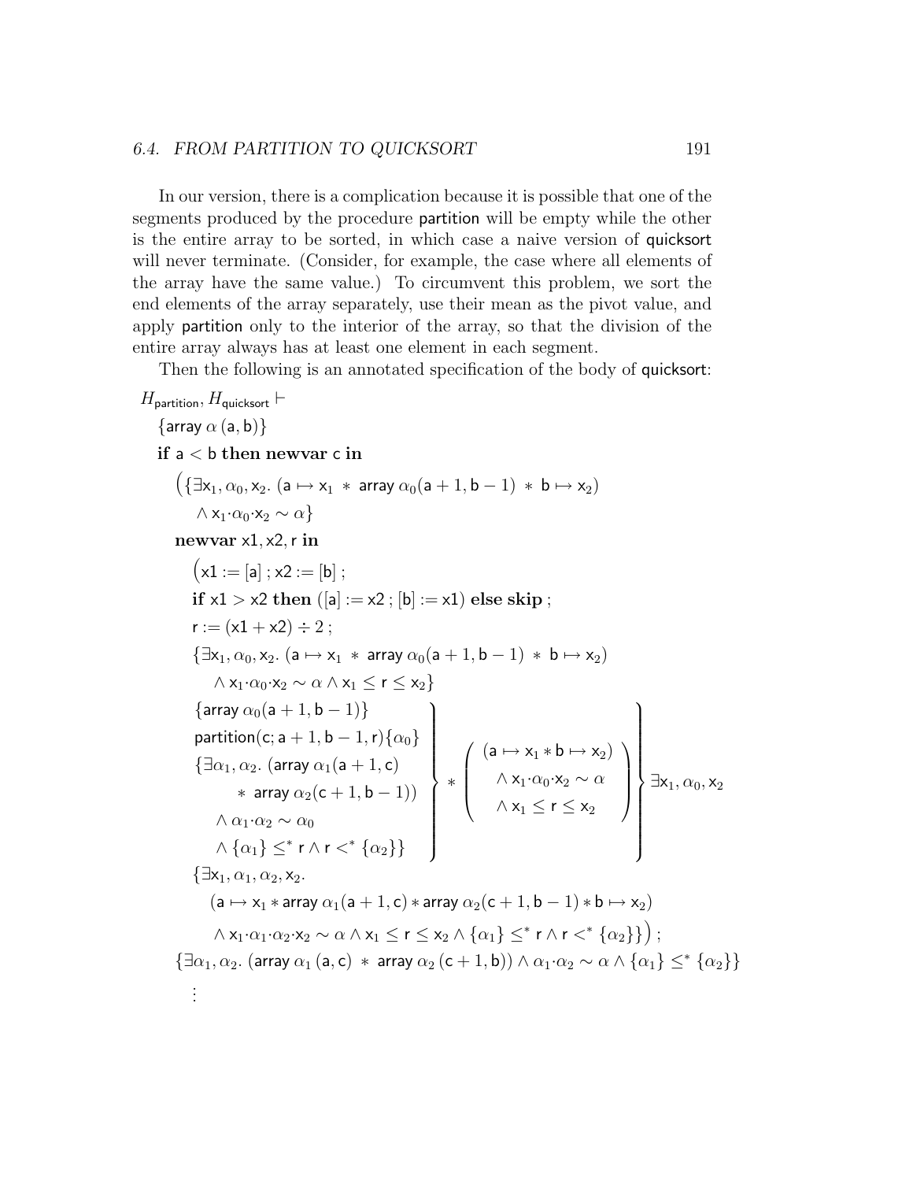In our version, there is a complication because it is possible that one of the segments produced by the procedure partition will be empty while the other is the entire array to be sorted, in which case a naive version of quicksort will never terminate. (Consider, for example, the case where all elements of the array have the same value.) To circumvent this problem, we sort the end elements of the array separately, use their mean as the pivot value, and apply partition only to the interior of the array, so that the division of the entire array always has at least one element in each segment.

Then the following is an annotated specification of the body of quicksort:

$$
\begin{array}{l}
H_{\mathsf{partition}}, H_{\mathsf{quicksort}} \vdash \\
\quad \{\mathsf{array}\ \alpha\,(\mathsf{a},\mathsf{b})\} \\
\quad \textbf{if } \mathsf{a} < \mathsf{b} \textbf{ then newvar } \mathsf{c} \textbf{ in} \\
\quad\quad \big(\{\exists \mathsf{x}_1, \alpha_0, \mathsf{x}_2.\ (\mathsf{a} \mapsto \mathsf{x}_1 \ * \ \mathsf{array}\ \alpha_0(\mathsf{a}+1, \mathsf{b}-1) \ * \ \mathsf{b} \mapsto \mathsf{x}_2) \\
\quad\quad\quad \wedge\ \mathsf{x}_1{\cdot}\alpha_0{\cdot}\mathsf{x}_2 \sim \alpha\} \\
\quad\quad \textbf{newvar } \mathsf{x1}, \mathsf{x2}, \mathsf{r} \textbf{ in} \\
\quad\quad\quad \big(\mathsf{x1} := [\mathsf{a}]\ ;\ \mathsf{x2} := [\mathsf{b}]\ ; \\
\quad\quad\quad \textbf{if } \mathsf{x1} > \mathsf{x2} \textbf{ then } ([\mathsf{a}] := \mathsf{x2}\ ;\ [\mathsf{b}] := \mathsf{x1}) \textbf{ else skip}\ ; \\
\quad\quad\quad \mathsf{r} := (\mathsf{x1} + \mathsf{x2}) \div 2\ ; \\
\quad\quad\quad \{\exists \mathsf{x}_1, \alpha_0, \mathsf{x}_2.\ (\mathsf{a} \mapsto \mathsf{x}_1 \ * \ \mathsf{array}\ \alpha_0(\mathsf{a}+1, \mathsf{b}-1) \ * \ \mathsf{b} \mapsto \mathsf{x}_2) \\
\quad\quad\quad\quad \wedge\ \mathsf{x}_1{\cdot}\alpha_0{\cdot}\mathsf{x}_2 \sim \alpha \wedge \mathsf{x}_1 \leq \mathsf{r} \leq \mathsf{x}_2\}
\end{array}
$$

$$
\left.\left\{
\begin{array}{l}
\{\mathsf{array}\ \alpha_0(\mathsf{a}+1, \mathsf{b}-1)\} \\
\mathsf{partition}(\mathsf{c}; \mathsf{a}+1, \mathsf{b}-1, \mathsf{r})\{\alpha_0\} \\
\{\exists \alpha_1, \alpha_2.\ (\mathsf{array}\ \alpha_1(\mathsf{a}+1, \mathsf{c}) \\
\quad\quad *\ \mathsf{array}\ \alpha_2(\mathsf{c}+1, \mathsf{b}-1)) \\
\quad \wedge\ \alpha_1{\cdot}\alpha_2 \sim \alpha_0 \\
\quad \wedge\ \{\alpha_1\} \leq^* \mathsf{r} \wedge \mathsf{r} <^* \{\alpha_2\}\}
\end{array}
\right\} * \left(
\begin{array}{c}
(\mathsf{a} \mapsto \mathsf{x}_1 * \mathsf{b} \mapsto \mathsf{x}_2) \\
\wedge\ \mathsf{x}_1{\cdot}\alpha_0{\cdot}\mathsf{x}_2 \sim \alpha \\
\wedge\ \mathsf{x}_1 \leq \mathsf{r} \leq \mathsf{x}_2
\end{array}
\right)\right\} \exists \mathsf{x}_1, \alpha_0, \mathsf{x}_2
$$

$$
\begin{array}{l}
\quad\quad\quad \{\exists \mathsf{x}_1, \alpha_1, \alpha_2, \mathsf{x}_2. \\
\quad\quad\quad\quad (\mathsf{a} \mapsto \mathsf{x}_1 * \mathsf{array}\ \alpha_1(\mathsf{a}+1, \mathsf{c}) * \mathsf{array}\ \alpha_2(\mathsf{c}+1, \mathsf{b}-1) * \mathsf{b} \mapsto \mathsf{x}_2) \\
\quad\quad\quad\quad \wedge\ \mathsf{x}_1{\cdot}\alpha_1{\cdot}\alpha_2{\cdot}\mathsf{x}_2 \sim \alpha \wedge \mathsf{x}_1 \leq \mathsf{r} \leq \mathsf{x}_2 \wedge \{\alpha_1\} \leq^* \mathsf{r} \wedge \mathsf{r} <^* \{\alpha_2\}\}\big)\ ; \\
\quad\quad \{\exists \alpha_1, \alpha_2.\ (\mathsf{array}\ \alpha_1\,(\mathsf{a},\mathsf{c}) \ * \ \mathsf{array}\ \alpha_2\,(\mathsf{c}+1,\mathsf{b})) \wedge \alpha_1{\cdot}\alpha_2 \sim \alpha \wedge \{\alpha_1\} \leq^* \{\alpha_2\}\} \\
\quad\quad\quad \vdots
\end{array}
$$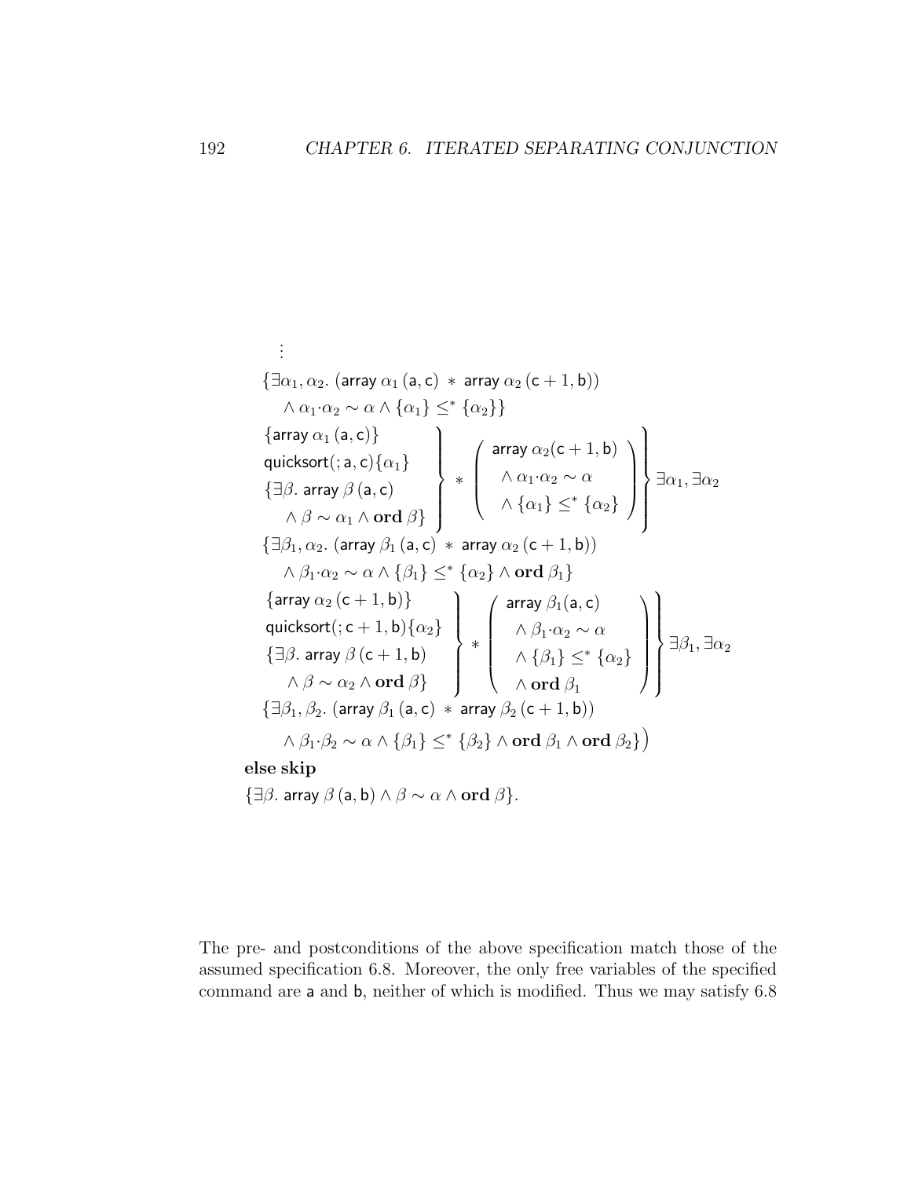$$
\begin{array}{l}
\quad\vdots \\
\{\exists \alpha_1, \alpha_2.\ (\mathsf{array}\ \alpha_1\,(\mathsf{a}, \mathsf{c})\ *\ \mathsf{array}\ \alpha_2\,(\mathsf{c}+1, \mathsf{b})) \\
\quad \wedge\ \alpha_1{\cdot}\alpha_2 \sim \alpha \wedge \{\alpha_1\} \leq^* \{\alpha_2\}\} \\
\left.\left.\begin{array}{l}
\{\mathsf{array}\ \alpha_1\,(\mathsf{a}, \mathsf{c})\} \\
\mathsf{quicksort}(;\mathsf{a}, \mathsf{c})\{\alpha_1\} \\
\{\exists \beta.\ \mathsf{array}\ \beta\,(\mathsf{a}, \mathsf{c}) \\
\quad \wedge\ \beta \sim \alpha_1 \wedge \mathbf{ord}\ \beta\}
\end{array}\right\} *
\left(\begin{array}{l}
\mathsf{array}\ \alpha_2(\mathsf{c}+1, \mathsf{b}) \\
\quad \wedge\ \alpha_1{\cdot}\alpha_2 \sim \alpha \\
\quad \wedge\ \{\alpha_1\} \leq^* \{\alpha_2\}
\end{array}\right)\right\} \exists \alpha_1, \exists \alpha_2 \\
\{\exists \beta_1, \alpha_2.\ (\mathsf{array}\ \beta_1\,(\mathsf{a}, \mathsf{c})\ *\ \mathsf{array}\ \alpha_2\,(\mathsf{c}+1, \mathsf{b})) \\
\quad \wedge\ \beta_1{\cdot}\alpha_2 \sim \alpha \wedge \{\beta_1\} \leq^* \{\alpha_2\} \wedge \mathbf{ord}\ \beta_1\} \\
\left.\left.\begin{array}{l}
\{\mathsf{array}\ \alpha_2\,(\mathsf{c}+1, \mathsf{b})\} \\
\mathsf{quicksort}(;\mathsf{c}+1, \mathsf{b})\{\alpha_2\} \\
\{\exists \beta.\ \mathsf{array}\ \beta\,(\mathsf{c}+1, \mathsf{b}) \\
\quad \wedge\ \beta \sim \alpha_2 \wedge \mathbf{ord}\ \beta\}
\end{array}\right\} *
\left(\begin{array}{l}
\mathsf{array}\ \beta_1(\mathsf{a}, \mathsf{c}) \\
\quad \wedge\ \beta_1{\cdot}\alpha_2 \sim \alpha \\
\quad \wedge\ \{\beta_1\} \leq^* \{\alpha_2\} \\
\quad \wedge\ \mathbf{ord}\ \beta_1
\end{array}\right)\right\} \exists \beta_1, \exists \alpha_2 \\
\{\exists \beta_1, \beta_2.\ (\mathsf{array}\ \beta_1\,(\mathsf{a}, \mathsf{c})\ *\ \mathsf{array}\ \beta_2\,(\mathsf{c}+1, \mathsf{b})) \\
\quad \wedge\ \beta_1{\cdot}\beta_2 \sim \alpha \wedge \{\beta_1\} \leq^* \{\beta_2\} \wedge \mathbf{ord}\ \beta_1 \wedge \mathbf{ord}\ \beta_2\}\big) \\
\mathbf{else\ skip} \\
\{\exists \beta.\ \mathsf{array}\ \beta\,(\mathsf{a}, \mathsf{b}) \wedge \beta \sim \alpha \wedge \mathbf{ord}\ \beta\}.
\end{array}
$$

The pre- and postconditions of the above specification match those of the assumed specification 6.8. Moreover, the only free variables of the specified command are a and b, neither of which is modified. Thus we may satisfy 6.8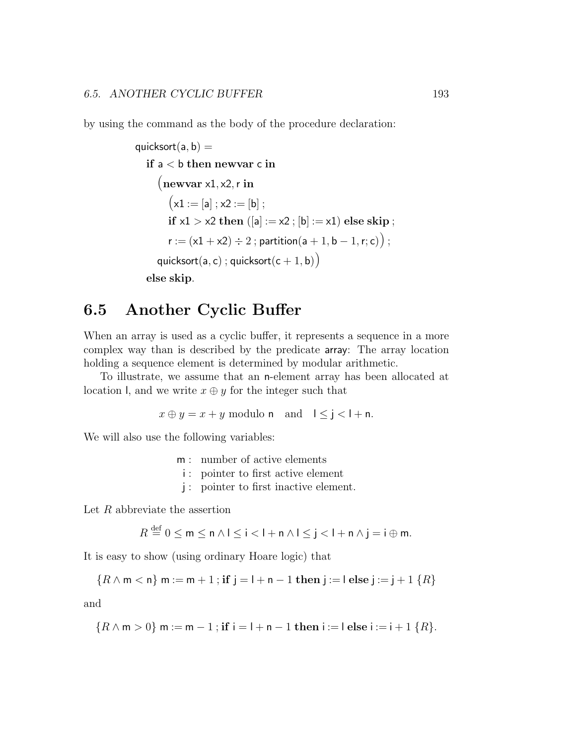by using the command as the body of the procedure declaration:

$$
\begin{array}{l}
\mathsf{quicksort}(\mathsf{a},\mathsf{b}) = \\
\quad \mathbf{if}\ \mathsf{a} < \mathsf{b}\ \mathbf{then\ newvar}\ \mathsf{c}\ \mathbf{in} \\
\quad\quad \big(\mathbf{newvar}\ \mathsf{x1},\mathsf{x2},\mathsf{r}\ \mathbf{in} \\
\quad\quad\quad \big(\mathsf{x1} := [\mathsf{a}]\ ;\ \mathsf{x2} := [\mathsf{b}]\ ; \\
\quad\quad\quad \mathbf{if}\ \mathsf{x1} > \mathsf{x2}\ \mathbf{then}\ ([\mathsf{a}] := \mathsf{x2}\ ;\ [\mathsf{b}] := \mathsf{x1})\ \mathbf{else\ skip}\ ; \\
\quad\quad\quad \mathsf{r} := (\mathsf{x1} + \mathsf{x2}) \div 2\ ;\ \mathsf{partition}(\mathsf{a}+1, \mathsf{b}-1, \mathsf{r}; \mathsf{c})\big)\ ; \\
\quad\quad \mathsf{quicksort}(\mathsf{a},\mathsf{c})\ ;\ \mathsf{quicksort}(\mathsf{c}+1,\mathsf{b})\big) \\
\quad \mathbf{else\ skip}.
\end{array}
$$

## 6.5 Another Cyclic Buffer

When an array is used as a cyclic buffer, it represents a sequence in a more complex way than is described by the predicate $\mathsf{array}$: The array location holding a sequence element is determined by modular arithmetic.

To illustrate, we assume that an $\mathsf{n}$-element array has been allocated at location $\mathsf{l}$, and we write $x \oplus y$ for the integer such that

$$x \oplus y = x + y \text{ modulo } \mathsf{n} \quad \text{and} \quad \mathsf{l} \leq \mathsf{j} < \mathsf{l} + \mathsf{n}.$$

We will also use the following variables:

$$
\begin{array}{rl}
\mathsf{m}: & \text{number of active elements} \\
\mathsf{i}: & \text{pointer to first active element} \\
\mathsf{j}: & \text{pointer to first inactive element.}
\end{array}
$$

Let $R$ abbreviate the assertion

$$R \stackrel{\text{def}}{=} 0 \leq \mathsf{m} \leq \mathsf{n} \wedge \mathsf{l} \leq \mathsf{i} < \mathsf{l} + \mathsf{n} \wedge \mathsf{l} \leq \mathsf{j} < \mathsf{l} + \mathsf{n} \wedge \mathsf{j} = \mathsf{i} \oplus \mathsf{m}.$$

It is easy to show (using ordinary Hoare logic) that

$$\{R \wedge \mathsf{m} < \mathsf{n}\}\ \mathsf{m} := \mathsf{m} + 1\ ;\ \mathbf{if}\ \mathsf{j} = \mathsf{l} + \mathsf{n} - 1\ \mathbf{then}\ \mathsf{j} := \mathsf{l}\ \mathbf{else}\ \mathsf{j} := \mathsf{j} + 1\ \{R\}$$

and

$$\{R \wedge \mathsf{m} > 0\}\ \mathsf{m} := \mathsf{m} - 1\ ;\ \mathbf{if}\ \mathsf{i} = \mathsf{l} + \mathsf{n} - 1\ \mathbf{then}\ \mathsf{i} := \mathsf{l}\ \mathbf{else}\ \mathsf{i} := \mathsf{i} + 1\ \{R\}.$$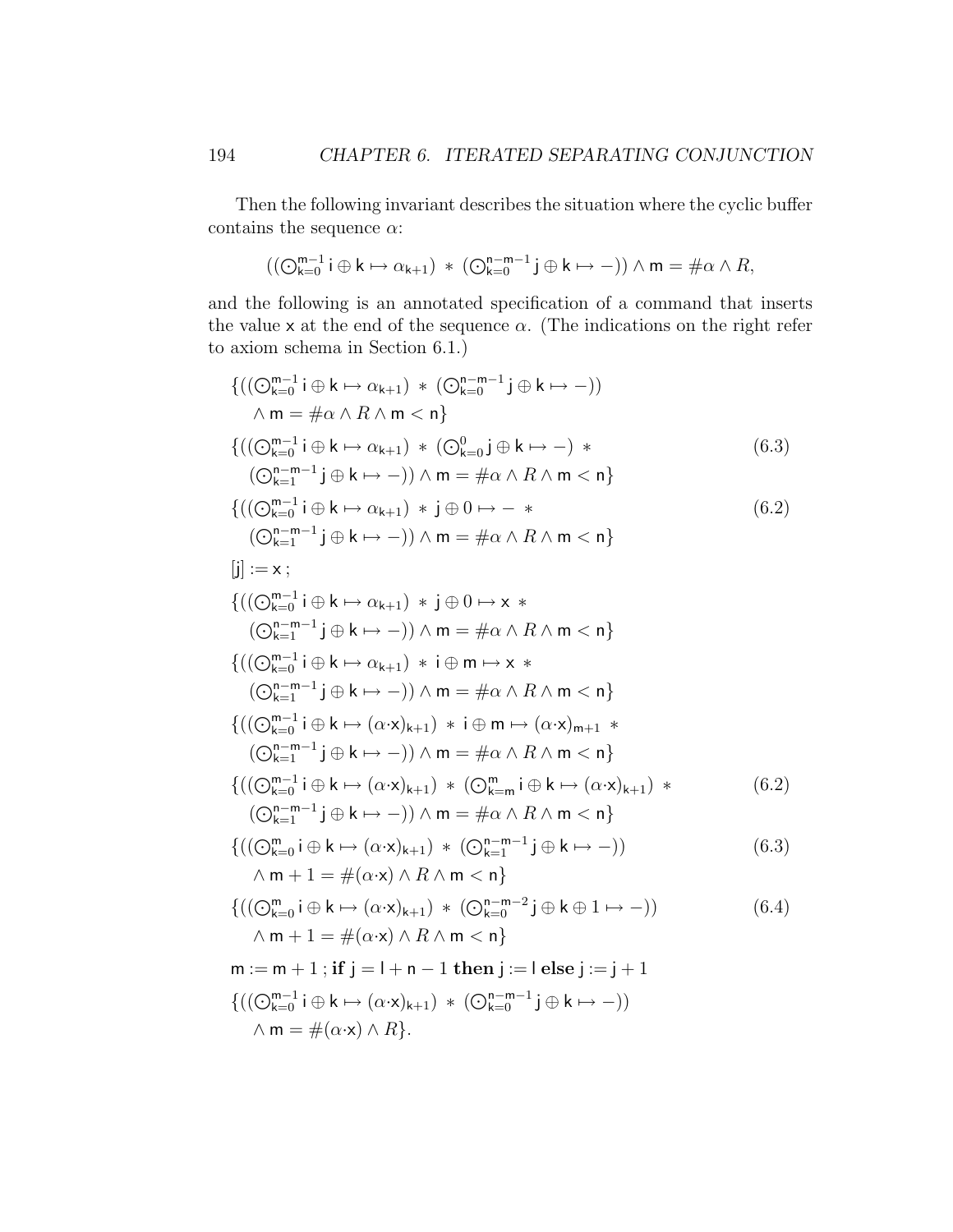Then the following invariant describes the situation where the cyclic buffer contains the sequence $\alpha$:

$$((\bigodot_{\mathsf{k}=0}^{\mathsf{m}-1} \mathsf{i} \oplus \mathsf{k} \mapsto \alpha_{\mathsf{k}+1}) \ast (\bigodot_{\mathsf{k}=0}^{\mathsf{n}-\mathsf{m}-1} \mathsf{j} \oplus \mathsf{k} \mapsto -)) \wedge \mathsf{m} = \#\alpha \wedge R,$$

and the following is an annotated specification of a command that inserts the value $\mathsf{x}$ at the end of the sequence $\alpha$. (The indications on the right refer to axiom schema in Section 6.1.)

$$\{((\bigodot_{\mathsf{k}=0}^{\mathsf{m}-1} \mathsf{i} \oplus \mathsf{k} \mapsto \alpha_{\mathsf{k}+1}) \ast (\bigodot_{\mathsf{k}=0}^{\mathsf{n}-\mathsf{m}-1} \mathsf{j} \oplus \mathsf{k} \mapsto -)) \wedge \mathsf{m} = \#\alpha \wedge R \wedge \mathsf{m} < \mathsf{n}\}$$

$$\{((\bigodot_{\mathsf{k}=0}^{\mathsf{m}-1} \mathsf{i} \oplus \mathsf{k} \mapsto \alpha_{\mathsf{k}+1}) \ast (\bigodot_{\mathsf{k}=0}^{0} \mathsf{j} \oplus \mathsf{k} \mapsto -) \ast (\bigodot_{\mathsf{k}=1}^{\mathsf{n}-\mathsf{m}-1} \mathsf{j} \oplus \mathsf{k} \mapsto -)) \wedge \mathsf{m} = \#\alpha \wedge R \wedge \mathsf{m} < \mathsf{n}\} \qquad (6.3)$$

$$\{((\bigodot_{\mathsf{k}=0}^{\mathsf{m}-1} \mathsf{i} \oplus \mathsf{k} \mapsto \alpha_{\mathsf{k}+1}) \ast \mathsf{j} \oplus 0 \mapsto - \ast (\bigodot_{\mathsf{k}=1}^{\mathsf{n}-\mathsf{m}-1} \mathsf{j} \oplus \mathsf{k} \mapsto -)) \wedge \mathsf{m} = \#\alpha \wedge R \wedge \mathsf{m} < \mathsf{n}\} \qquad (6.2)$$

$[\mathsf{j}] := \mathsf{x}\,;$

$$\{((\bigodot_{\mathsf{k}=0}^{\mathsf{m}-1} \mathsf{i} \oplus \mathsf{k} \mapsto \alpha_{\mathsf{k}+1}) \ast \mathsf{j} \oplus 0 \mapsto \mathsf{x} \ast (\bigodot_{\mathsf{k}=1}^{\mathsf{n}-\mathsf{m}-1} \mathsf{j} \oplus \mathsf{k} \mapsto -)) \wedge \mathsf{m} = \#\alpha \wedge R \wedge \mathsf{m} < \mathsf{n}\}$$

$$\{((\bigodot_{\mathsf{k}=0}^{\mathsf{m}-1} \mathsf{i} \oplus \mathsf{k} \mapsto \alpha_{\mathsf{k}+1}) \ast \mathsf{i} \oplus \mathsf{m} \mapsto \mathsf{x} \ast (\bigodot_{\mathsf{k}=1}^{\mathsf{n}-\mathsf{m}-1} \mathsf{j} \oplus \mathsf{k} \mapsto -)) \wedge \mathsf{m} = \#\alpha \wedge R \wedge \mathsf{m} < \mathsf{n}\}$$

$$\{((\bigodot_{\mathsf{k}=0}^{\mathsf{m}-1} \mathsf{i} \oplus \mathsf{k} \mapsto (\alpha{\cdot}\mathsf{x})_{\mathsf{k}+1}) \ast \mathsf{i} \oplus \mathsf{m} \mapsto (\alpha{\cdot}\mathsf{x})_{\mathsf{m}+1} \ast (\bigodot_{\mathsf{k}=1}^{\mathsf{n}-\mathsf{m}-1} \mathsf{j} \oplus \mathsf{k} \mapsto -)) \wedge \mathsf{m} = \#\alpha \wedge R \wedge \mathsf{m} < \mathsf{n}\}$$

$$\{((\bigodot_{\mathsf{k}=0}^{\mathsf{m}-1} \mathsf{i} \oplus \mathsf{k} \mapsto (\alpha{\cdot}\mathsf{x})_{\mathsf{k}+1}) \ast (\bigodot_{\mathsf{k}=\mathsf{m}}^{\mathsf{m}} \mathsf{i} \oplus \mathsf{k} \mapsto (\alpha{\cdot}\mathsf{x})_{\mathsf{k}+1}) \ast (\bigodot_{\mathsf{k}=1}^{\mathsf{n}-\mathsf{m}-1} \mathsf{j} \oplus \mathsf{k} \mapsto -)) \wedge \mathsf{m} = \#\alpha \wedge R \wedge \mathsf{m} < \mathsf{n}\} \qquad (6.2)$$

$$\{((\bigodot_{\mathsf{k}=0}^{\mathsf{m}} \mathsf{i} \oplus \mathsf{k} \mapsto (\alpha{\cdot}\mathsf{x})_{\mathsf{k}+1}) \ast (\bigodot_{\mathsf{k}=1}^{\mathsf{n}-\mathsf{m}-1} \mathsf{j} \oplus \mathsf{k} \mapsto -)) \wedge \mathsf{m}+1 = \#(\alpha{\cdot}\mathsf{x}) \wedge R \wedge \mathsf{m} < \mathsf{n}\} \qquad (6.3)$$

$$\{((\bigodot_{\mathsf{k}=0}^{\mathsf{m}} \mathsf{i} \oplus \mathsf{k} \mapsto (\alpha{\cdot}\mathsf{x})_{\mathsf{k}+1}) \ast (\bigodot_{\mathsf{k}=0}^{\mathsf{n}-\mathsf{m}-2} \mathsf{j} \oplus \mathsf{k} \oplus 1 \mapsto -)) \wedge \mathsf{m}+1 = \#(\alpha{\cdot}\mathsf{x}) \wedge R \wedge \mathsf{m} < \mathsf{n}\} \qquad (6.4)$$

$\mathsf{m} := \mathsf{m}+1\,;$ **if** $\mathsf{j} = \mathsf{l}+\mathsf{n}-1$ **then** $\mathsf{j} := \mathsf{l}$ **else** $\mathsf{j} := \mathsf{j}+1$

$$\{((\bigodot_{\mathsf{k}=0}^{\mathsf{m}-1} \mathsf{i} \oplus \mathsf{k} \mapsto (\alpha{\cdot}\mathsf{x})_{\mathsf{k}+1}) \ast (\bigodot_{\mathsf{k}=0}^{\mathsf{n}-\mathsf{m}-1} \mathsf{j} \oplus \mathsf{k} \mapsto -)) \wedge \mathsf{m} = \#(\alpha{\cdot}\mathsf{x}) \wedge R\}.$$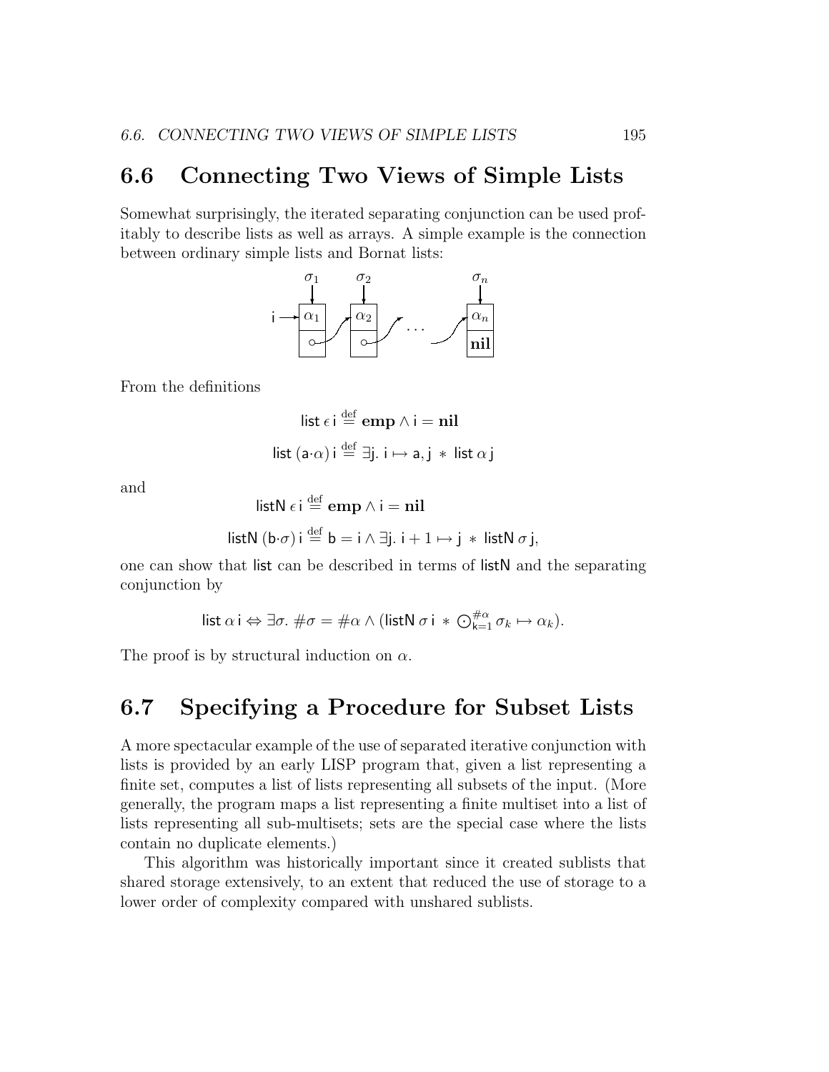## 6.6 Connecting Two Views of Simple Lists

Somewhat surprisingly, the iterated separating conjunction can be used profitably to describe lists as well as arrays. A simple example is the connection between ordinary simple lists and Bornat lists:

From the definitions

$$\mathsf{list}\ \epsilon\ \mathsf{i} \stackrel{\text{def}}{=} \mathbf{emp} \wedge \mathsf{i} = \mathbf{nil}$$

$$\mathsf{list}\ (\mathsf{a}{\cdot}\alpha)\ \mathsf{i} \stackrel{\text{def}}{=} \exists \mathsf{j}.\ \mathsf{i} \mapsto \mathsf{a}, \mathsf{j}\ *\ \mathsf{list}\ \alpha\ \mathsf{j}$$

and

$$\mathsf{listN}\ \epsilon\ \mathsf{i} \stackrel{\text{def}}{=} \mathbf{emp} \wedge \mathsf{i} = \mathbf{nil}$$

$$\mathsf{listN}\ (\mathsf{b}{\cdot}\sigma)\ \mathsf{i} \stackrel{\text{def}}{=} \mathsf{b} = \mathsf{i} \wedge \exists \mathsf{j}.\ \mathsf{i} + 1 \mapsto \mathsf{j}\ *\ \mathsf{listN}\ \sigma\ \mathsf{j},$$

one can show that list can be described in terms of listN and the separating conjunction by

$$\mathsf{list}\ \alpha\ \mathsf{i} \Leftrightarrow \exists \sigma.\ \#\sigma = \#\alpha \wedge (\mathsf{listN}\ \sigma\ \mathsf{i}\ *\ \bigodot_{\mathsf{k}=1}^{\#\alpha} \sigma_k \mapsto \alpha_k).$$

The proof is by structural induction on $\alpha$.

## 6.7 Specifying a Procedure for Subset Lists

A more spectacular example of the use of separated iterative conjunction with lists is provided by an early LISP program that, given a list representing a finite set, computes a list of lists representing all subsets of the input. (More generally, the program maps a list representing a finite multiset into a list of lists representing all sub-multisets; sets are the special case where the lists contain no duplicate elements.)

This algorithm was historically important since it created sublists that shared storage extensively, to an extent that reduced the use of storage to a lower order of complexity compared with unshared sublists.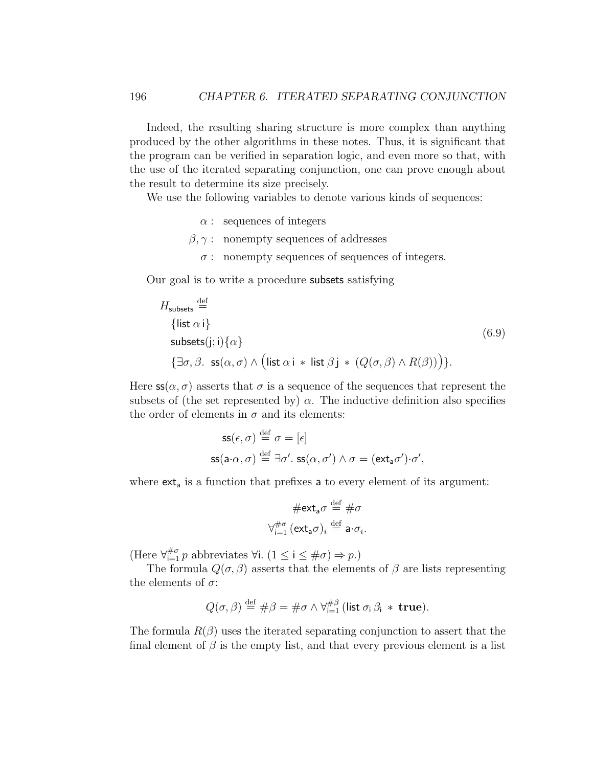Indeed, the resulting sharing structure is more complex than anything produced by the other algorithms in these notes. Thus, it is significant that the program can be verified in separation logic, and even more so that, with the use of the iterated separating conjunction, one can prove enough about the result to determine its size precisely.

We use the following variables to denote various kinds of sequences:

$$
\begin{aligned}
\alpha &: \text{ sequences of integers} \\
\beta, \gamma &: \text{ nonempty sequences of addresses} \\
\sigma &: \text{ nonempty sequences of sequences of integers.}
\end{aligned}
$$

Our goal is to write a procedure $\mathsf{subsets}$ satisfying

$$
\begin{aligned}
&H_{\mathsf{subsets}} \stackrel{\text{def}}{=} \\
&\quad \{\mathsf{list}\,\alpha\,\mathsf{i}\} \\
&\quad \mathsf{subsets}(\mathsf{j};\mathsf{i})\{\alpha\} \\
&\quad \{\exists \sigma, \beta.\ \mathsf{ss}(\alpha, \sigma) \wedge \big(\mathsf{list}\,\alpha\,\mathsf{i} \ast \mathsf{list}\,\beta\,\mathsf{j} \ast (Q(\sigma, \beta) \wedge R(\beta))\big)\}.
\end{aligned}
\tag{6.9}
$$

Here $\mathsf{ss}(\alpha, \sigma)$ asserts that $\sigma$ is a sequence of the sequences that represent the subsets of (the set represented by) $\alpha$. The inductive definition also specifies the order of elements in $\sigma$ and its elements:

$$
\begin{aligned}
\mathsf{ss}(\epsilon, \sigma) &\stackrel{\text{def}}{=} \sigma = [\epsilon] \\
\mathsf{ss}(\mathsf{a}{\cdot}\alpha, \sigma) &\stackrel{\text{def}}{=} \exists \sigma'.\ \mathsf{ss}(\alpha, \sigma') \wedge \sigma = (\mathsf{ext_a}\sigma'){\cdot}\sigma',
\end{aligned}
$$

where $\mathsf{ext_a}$ is a function that prefixes $\mathsf{a}$ to every element of its argument:

$$
\begin{aligned}
\#\mathsf{ext_a}\sigma &\stackrel{\text{def}}{=} \#\sigma \\
\forall_{\mathsf{i}=1}^{\#\sigma}\,(\mathsf{ext_a}\sigma)_i &\stackrel{\text{def}}{=} \mathsf{a}{\cdot}\sigma_i.
\end{aligned}
$$

(Here $\forall_{\mathsf{i}=1}^{\#\sigma}\, p$ abbreviates $\forall \mathsf{i}.\ (1 \leq \mathsf{i} \leq \#\sigma) \Rightarrow p$.)

The formula $Q(\sigma, \beta)$ asserts that the elements of $\beta$ are lists representing the elements of $\sigma$:

$$
Q(\sigma, \beta) \stackrel{\text{def}}{=} \#\beta = \#\sigma \wedge \forall_{\mathsf{i}=1}^{\#\beta}\,(\mathsf{list}\,\sigma_{\mathsf{i}}\,\beta_{\mathsf{i}} \ast \mathbf{true}).
$$

The formula $R(\beta)$ uses the iterated separating conjunction to assert that the final element of $\beta$ is the empty list, and that every previous element is a list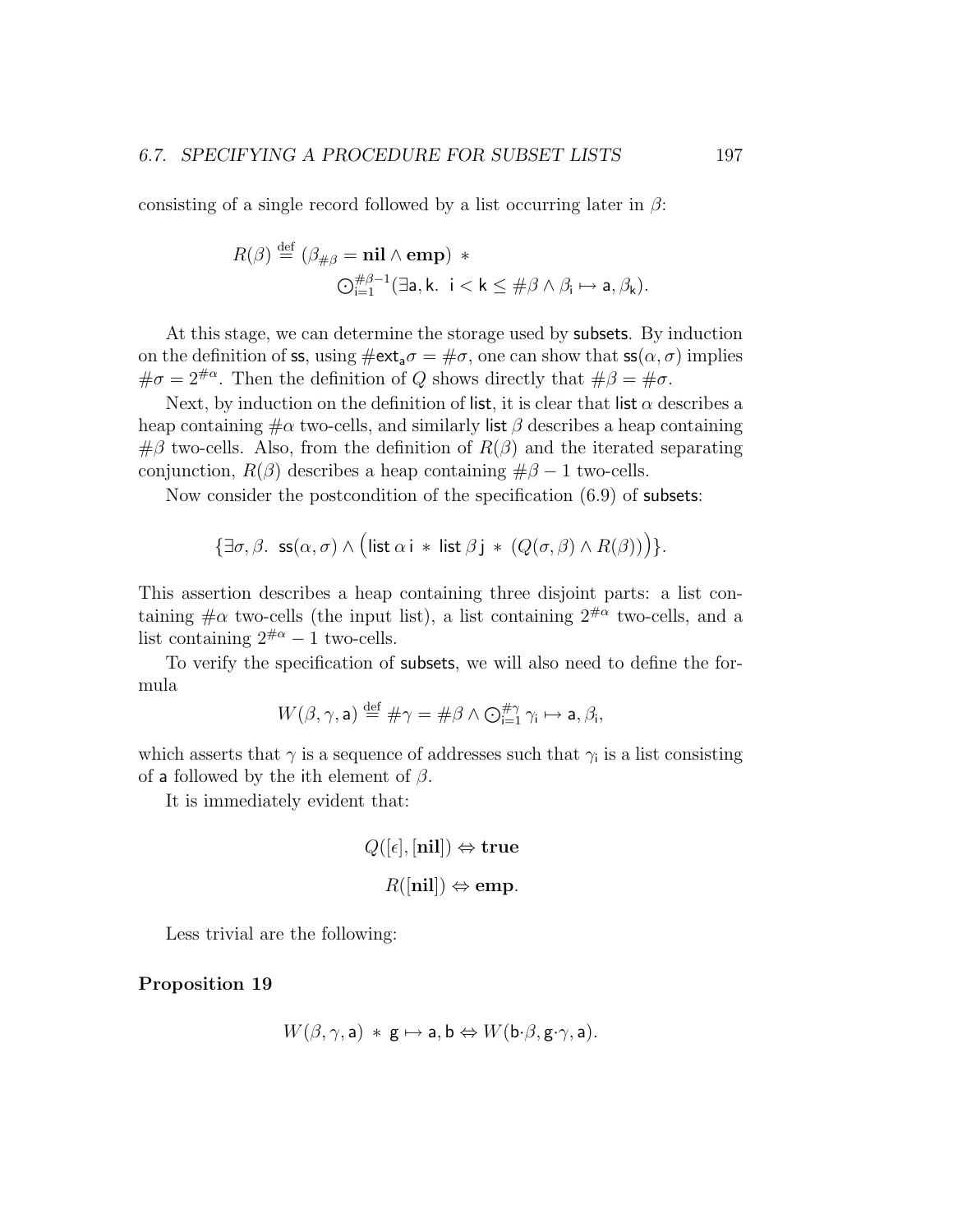consisting of a single record followed by a list occurring later in $\beta$:

$$R(\beta) \stackrel{\text{def}}{=} (\beta_{\#\beta} = \mathbf{nil} \wedge \mathbf{emp}) \;*\; \bigodot_{\mathsf{i}=1}^{\#\beta-1} (\exists \mathsf{a}, \mathsf{k}.\;\; \mathsf{i} < \mathsf{k} \leq \#\beta \wedge \beta_{\mathsf{i}} \mapsto \mathsf{a}, \beta_{\mathsf{k}}).$$

At this stage, we can determine the storage used by $\mathsf{subsets}$. By induction on the definition of $\mathsf{ss}$, using $\#\mathsf{ext}_{\mathsf{a}}\sigma = \#\sigma$, one can show that $\mathsf{ss}(\alpha, \sigma)$ implies $\#\sigma = 2^{\#\alpha}$. Then the definition of $Q$ shows directly that $\#\beta = \#\sigma$.

Next, by induction on the definition of $\mathsf{list}$, it is clear that $\mathsf{list}\;\alpha$ describes a heap containing $\#\alpha$ two-cells, and similarly $\mathsf{list}\;\beta$ describes a heap containing $\#\beta$ two-cells. Also, from the definition of $R(\beta)$ and the iterated separating conjunction, $R(\beta)$ describes a heap containing $\#\beta - 1$ two-cells.

Now consider the postcondition of the specification (6.9) of $\mathsf{subsets}$:

$$\{\exists \sigma, \beta.\;\; \mathsf{ss}(\alpha, \sigma) \wedge \big(\mathsf{list}\;\alpha\;\mathsf{i} \;*\; \mathsf{list}\;\beta\;\mathsf{j} \;*\; (Q(\sigma, \beta) \wedge R(\beta))\big)\}.$$

This assertion describes a heap containing three disjoint parts: a list containing $\#\alpha$ two-cells (the input list), a list containing $2^{\#\alpha}$ two-cells, and a list containing $2^{\#\alpha} - 1$ two-cells.

To verify the specification of $\mathsf{subsets}$, we will also need to define the formula

$$W(\beta, \gamma, \mathsf{a}) \stackrel{\text{def}}{=} \#\gamma = \#\beta \wedge \bigodot_{\mathsf{i}=1}^{\#\gamma} \gamma_{\mathsf{i}} \mapsto \mathsf{a}, \beta_{\mathsf{i}},$$

which asserts that $\gamma$ is a sequence of addresses such that $\gamma_{\mathsf{i}}$ is a list consisting of $\mathsf{a}$ followed by the $\mathsf{i}$th element of $\beta$.

It is immediately evident that:

$$Q([\epsilon], [\mathbf{nil}]) \Leftrightarrow \mathbf{true}$$

$$R([\mathbf{nil}]) \Leftrightarrow \mathbf{emp}.$$

Less trivial are the following:

**Proposition 19**

$$W(\beta, \gamma, \mathsf{a}) \;*\; \mathsf{g} \mapsto \mathsf{a}, \mathsf{b} \Leftrightarrow W(\mathsf{b}{\cdot}\beta, \mathsf{g}{\cdot}\gamma, \mathsf{a}).$$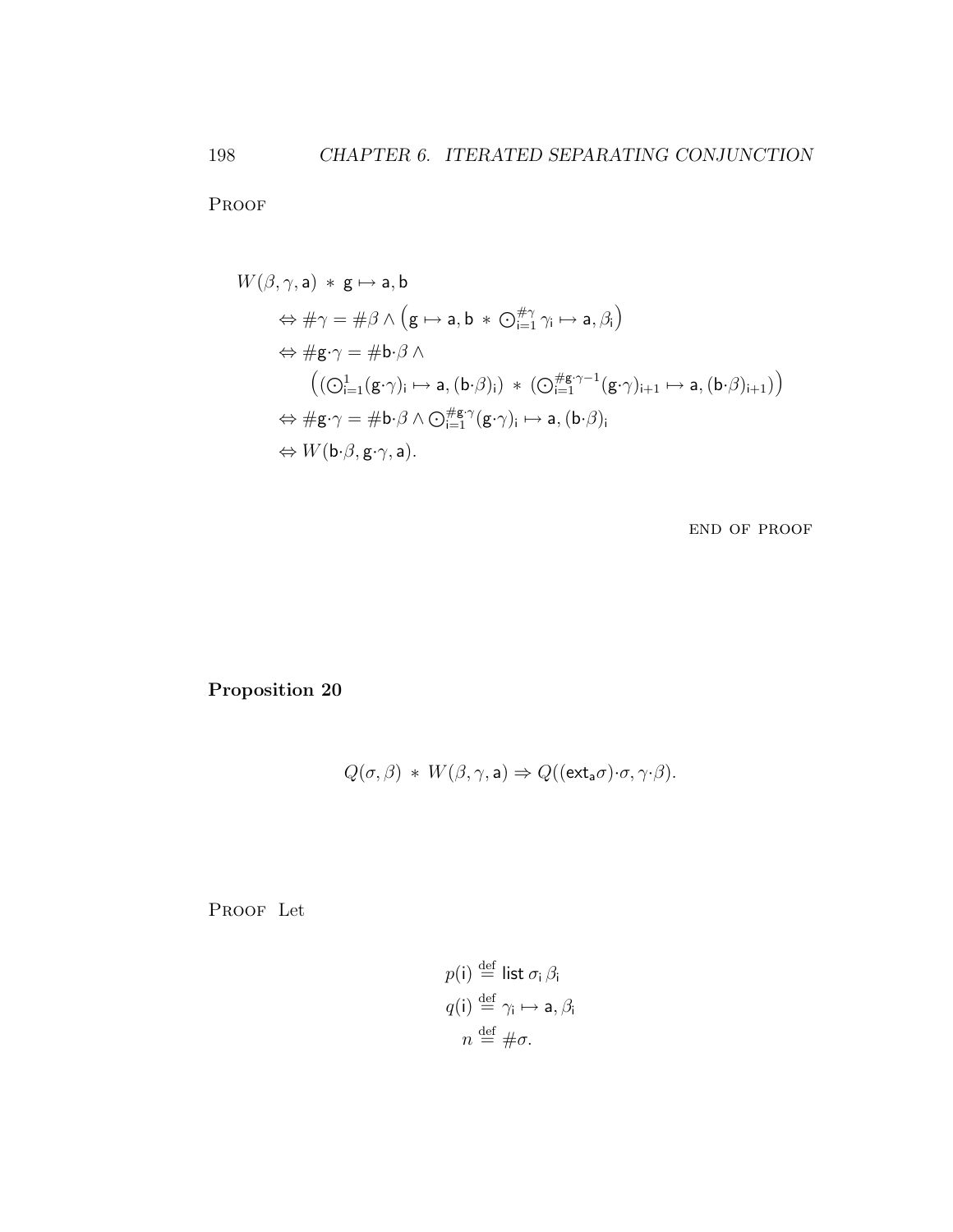Proof

$$
\begin{aligned}
& W(\beta, \gamma, \mathsf{a}) \ * \ \mathsf{g} \mapsto \mathsf{a}, \mathsf{b} \\
& \qquad \Leftrightarrow \#\gamma = \#\beta \wedge \left( \mathsf{g} \mapsto \mathsf{a}, \mathsf{b} \ * \ \textstyle\bigodot_{\mathsf{i}=1}^{\#\gamma} \gamma_{\mathsf{i}} \mapsto \mathsf{a}, \beta_{\mathsf{i}} \right) \\
& \qquad \Leftrightarrow \#\mathsf{g}{\cdot}\gamma = \#\mathsf{b}{\cdot}\beta \wedge \\
& \qquad\qquad \left( (\textstyle\bigodot_{\mathsf{i}=1}^{1} (\mathsf{g}{\cdot}\gamma)_{\mathsf{i}} \mapsto \mathsf{a}, (\mathsf{b}{\cdot}\beta)_{\mathsf{i}}) \ * \ (\textstyle\bigodot_{\mathsf{i}=1}^{\#\mathsf{g}\cdot\gamma - 1} (\mathsf{g}{\cdot}\gamma)_{\mathsf{i}+1} \mapsto \mathsf{a}, (\mathsf{b}{\cdot}\beta)_{\mathsf{i}+1}) \right) \\
& \qquad \Leftrightarrow \#\mathsf{g}{\cdot}\gamma = \#\mathsf{b}{\cdot}\beta \wedge \textstyle\bigodot_{\mathsf{i}=1}^{\#\mathsf{g}\cdot\gamma} (\mathsf{g}{\cdot}\gamma)_{\mathsf{i}} \mapsto \mathsf{a}, (\mathsf{b}{\cdot}\beta)_{\mathsf{i}} \\
& \qquad \Leftrightarrow W(\mathsf{b}{\cdot}\beta, \mathsf{g}{\cdot}\gamma, \mathsf{a}).
\end{aligned}
$$

END OF PROOF

**Proposition 20**

$$
Q(\sigma, \beta) \ * \ W(\beta, \gamma, \mathsf{a}) \Rightarrow Q((\mathsf{ext}_{\mathsf{a}} \sigma){\cdot}\sigma, \gamma{\cdot}\beta).
$$

Proof Let

$$
\begin{aligned}
p(\mathsf{i}) &\stackrel{\text{def}}{=} \mathsf{list}\ \sigma_{\mathsf{i}}\ \beta_{\mathsf{i}} \\
q(\mathsf{i}) &\stackrel{\text{def}}{=} \gamma_{\mathsf{i}} \mapsto \mathsf{a}, \beta_{\mathsf{i}} \\
n &\stackrel{\text{def}}{=} \#\sigma.
\end{aligned}
$$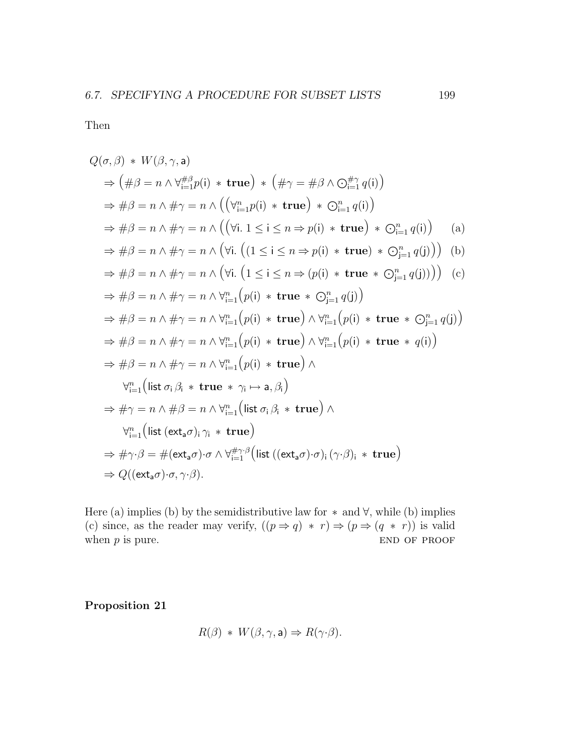Then

$$
\begin{aligned}
&Q(\sigma,\beta) \,*\, W(\beta,\gamma,\mathsf{a})\\
&\quad\Rightarrow \left(\#\beta = n \wedge \forall_{\mathsf{i}=1}^{\#\beta} p(\mathsf{i}) \,*\, \mathbf{true}\right) \,*\, \left(\#\gamma = \#\beta \wedge \textstyle\bigodot_{\mathsf{i}=1}^{\#\gamma} q(\mathsf{i})\right)\\
&\quad\Rightarrow \#\beta = n \wedge \#\gamma = n \wedge \left(\left(\forall_{\mathsf{i}=1}^{n} p(\mathsf{i}) \,*\, \mathbf{true}\right) \,*\, \textstyle\bigodot_{\mathsf{i}=1}^{n} q(\mathsf{i})\right)\\
&\quad\Rightarrow \#\beta = n \wedge \#\gamma = n \wedge \left(\left(\forall \mathsf{i}.\ 1 \leq \mathsf{i} \leq n \Rightarrow p(\mathsf{i}) \,*\, \mathbf{true}\right) \,*\, \textstyle\bigodot_{\mathsf{i}=1}^{n} q(\mathsf{i})\right) \qquad \text{(a)}\\
&\quad\Rightarrow \#\beta = n \wedge \#\gamma = n \wedge \left(\forall \mathsf{i}.\ \left((1 \leq \mathsf{i} \leq n \Rightarrow p(\mathsf{i}) \,*\, \mathbf{true}) \,*\, \textstyle\bigodot_{\mathsf{j}=1}^{n} q(\mathsf{j})\right)\right) \quad \text{(b)}\\
&\quad\Rightarrow \#\beta = n \wedge \#\gamma = n \wedge \left(\forall \mathsf{i}.\ \left(1 \leq \mathsf{i} \leq n \Rightarrow (p(\mathsf{i}) \,*\, \mathbf{true} \,*\, \textstyle\bigodot_{\mathsf{j}=1}^{n} q(\mathsf{j}))\right)\right) \quad \text{(c)}\\
&\quad\Rightarrow \#\beta = n \wedge \#\gamma = n \wedge \forall_{\mathsf{i}=1}^{n}\left(p(\mathsf{i}) \,*\, \mathbf{true} \,*\, \textstyle\bigodot_{\mathsf{j}=1}^{n} q(\mathsf{j})\right)\\
&\quad\Rightarrow \#\beta = n \wedge \#\gamma = n \wedge \forall_{\mathsf{i}=1}^{n}\left(p(\mathsf{i}) \,*\, \mathbf{true}\right) \wedge \forall_{\mathsf{i}=1}^{n}\left(p(\mathsf{i}) \,*\, \mathbf{true} \,*\, \textstyle\bigodot_{\mathsf{j}=1}^{n} q(\mathsf{j})\right)\\
&\quad\Rightarrow \#\beta = n \wedge \#\gamma = n \wedge \forall_{\mathsf{i}=1}^{n}\left(p(\mathsf{i}) \,*\, \mathbf{true}\right) \wedge \forall_{\mathsf{i}=1}^{n}\left(p(\mathsf{i}) \,*\, \mathbf{true} \,*\, q(\mathsf{i})\right)\\
&\quad\Rightarrow \#\beta = n \wedge \#\gamma = n \wedge \forall_{\mathsf{i}=1}^{n}\left(p(\mathsf{i}) \,*\, \mathbf{true}\right) \wedge\\
&\qquad\quad \forall_{\mathsf{i}=1}^{n}\left(\mathsf{list}\ \sigma_{\mathsf{i}}\, \beta_{\mathsf{i}} \,*\, \mathbf{true} \,*\, \gamma_{\mathsf{i}} \mapsto \mathsf{a}, \beta_{\mathsf{i}}\right)\\
&\quad\Rightarrow \#\gamma = n \wedge \#\beta = n \wedge \forall_{\mathsf{i}=1}^{n}\left(\mathsf{list}\ \sigma_{\mathsf{i}}\, \beta_{\mathsf{i}} \,*\, \mathbf{true}\right) \wedge\\
&\qquad\quad \forall_{\mathsf{i}=1}^{n}\left(\mathsf{list}\ (\mathsf{ext}_{\mathsf{a}}\sigma)_{\mathsf{i}}\, \gamma_{\mathsf{i}} \,*\, \mathbf{true}\right)\\
&\quad\Rightarrow \#\gamma{\cdot}\beta = \#(\mathsf{ext}_{\mathsf{a}}\sigma){\cdot}\sigma \wedge \forall_{\mathsf{i}=1}^{\#\gamma\cdot\beta}\left(\mathsf{list}\ ((\mathsf{ext}_{\mathsf{a}}\sigma){\cdot}\sigma)_{\mathsf{i}}\, (\gamma{\cdot}\beta)_{\mathsf{i}} \,*\, \mathbf{true}\right)\\
&\quad\Rightarrow Q((\mathsf{ext}_{\mathsf{a}}\sigma){\cdot}\sigma, \gamma{\cdot}\beta).
\end{aligned}
$$

Here (a) implies (b) by the semidistributive law for $*$ and $\forall$, while (b) implies (c) since, as the reader may verify, $((p \Rightarrow q) \,*\, r) \Rightarrow (p \Rightarrow (q \,*\, r))$ is valid when $p$ is pure. END OF PROOF

**Proposition 21**

$$R(\beta) \,*\, W(\beta,\gamma,\mathsf{a}) \Rightarrow R(\gamma{\cdot}\beta).$$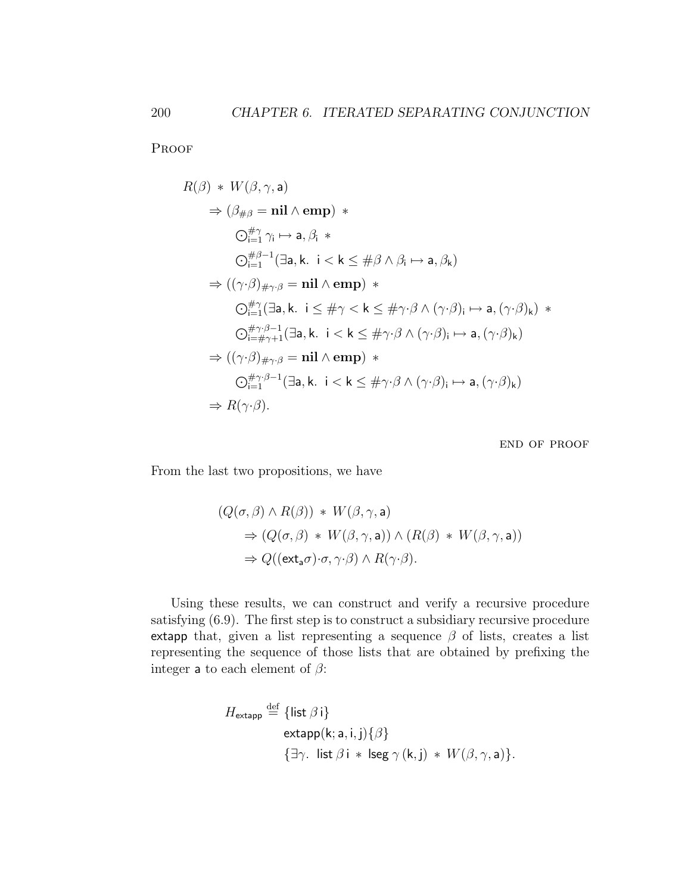**Proof**

$$
\begin{aligned}
& R(\beta) \ * \ W(\beta, \gamma, \mathsf{a}) \\
& \quad \Rightarrow (\beta_{\#\beta} = \mathbf{nil} \wedge \mathbf{emp}) \ * \\
& \qquad \bigodot_{\mathsf{i}=1}^{\#\gamma} \gamma_{\mathsf{i}} \mapsto \mathsf{a}, \beta_{\mathsf{i}} \ * \\
& \qquad \bigodot_{\mathsf{i}=1}^{\#\beta-1} (\exists \mathsf{a}, \mathsf{k}.\ \ \mathsf{i} < \mathsf{k} \leq \#\beta \wedge \beta_{\mathsf{i}} \mapsto \mathsf{a}, \beta_{\mathsf{k}}) \\
& \quad \Rightarrow ((\gamma{\cdot}\beta)_{\#\gamma\cdot\beta} = \mathbf{nil} \wedge \mathbf{emp}) \ * \\
& \qquad \bigodot_{\mathsf{i}=1}^{\#\gamma} (\exists \mathsf{a}, \mathsf{k}.\ \ \mathsf{i} \leq \#\gamma < \mathsf{k} \leq \#\gamma{\cdot}\beta \wedge (\gamma{\cdot}\beta)_{\mathsf{i}} \mapsto \mathsf{a}, (\gamma{\cdot}\beta)_{\mathsf{k}}) \ * \\
& \qquad \bigodot_{\mathsf{i}=\#\gamma+1}^{\#\gamma\cdot\beta-1} (\exists \mathsf{a}, \mathsf{k}.\ \ \mathsf{i} < \mathsf{k} \leq \#\gamma{\cdot}\beta \wedge (\gamma{\cdot}\beta)_{\mathsf{i}} \mapsto \mathsf{a}, (\gamma{\cdot}\beta)_{\mathsf{k}}) \\
& \quad \Rightarrow ((\gamma{\cdot}\beta)_{\#\gamma\cdot\beta} = \mathbf{nil} \wedge \mathbf{emp}) \ * \\
& \qquad \bigodot_{\mathsf{i}=1}^{\#\gamma\cdot\beta-1} (\exists \mathsf{a}, \mathsf{k}.\ \ \mathsf{i} < \mathsf{k} \leq \#\gamma{\cdot}\beta \wedge (\gamma{\cdot}\beta)_{\mathsf{i}} \mapsto \mathsf{a}, (\gamma{\cdot}\beta)_{\mathsf{k}}) \\
& \quad \Rightarrow R(\gamma{\cdot}\beta).
\end{aligned}
$$

END OF PROOF

From the last two propositions, we have

$$
\begin{aligned}
& (Q(\sigma, \beta) \wedge R(\beta)) \ * \ W(\beta, \gamma, \mathsf{a}) \\
& \quad \Rightarrow (Q(\sigma, \beta) \ * \ W(\beta, \gamma, \mathsf{a})) \wedge (R(\beta) \ * \ W(\beta, \gamma, \mathsf{a})) \\
& \quad \Rightarrow Q((\mathsf{ext}_{\mathsf{a}}\sigma){\cdot}\sigma, \gamma{\cdot}\beta) \wedge R(\gamma{\cdot}\beta).
\end{aligned}
$$

Using these results, we can construct and verify a recursive procedure satisfying (6.9). The first step is to construct a subsidiary recursive procedure extapp that, given a list representing a sequence $\beta$ of lists, creates a list representing the sequence of those lists that are obtained by prefixing the integer a to each element of $\beta$:

$$
\begin{aligned}
H_{\mathsf{extapp}} \stackrel{\mathrm{def}}{=} \ & \{\mathsf{list}\ \beta\, \mathsf{i}\} \\
& \mathsf{extapp}(\mathsf{k}; \mathsf{a}, \mathsf{i}, \mathsf{j})\{\beta\} \\
& \{\exists \gamma.\ \ \mathsf{list}\ \beta\, \mathsf{i} \ * \ \mathsf{lseg}\ \gamma\, (\mathsf{k}, \mathsf{j}) \ * \ W(\beta, \gamma, \mathsf{a})\}.
\end{aligned}
$$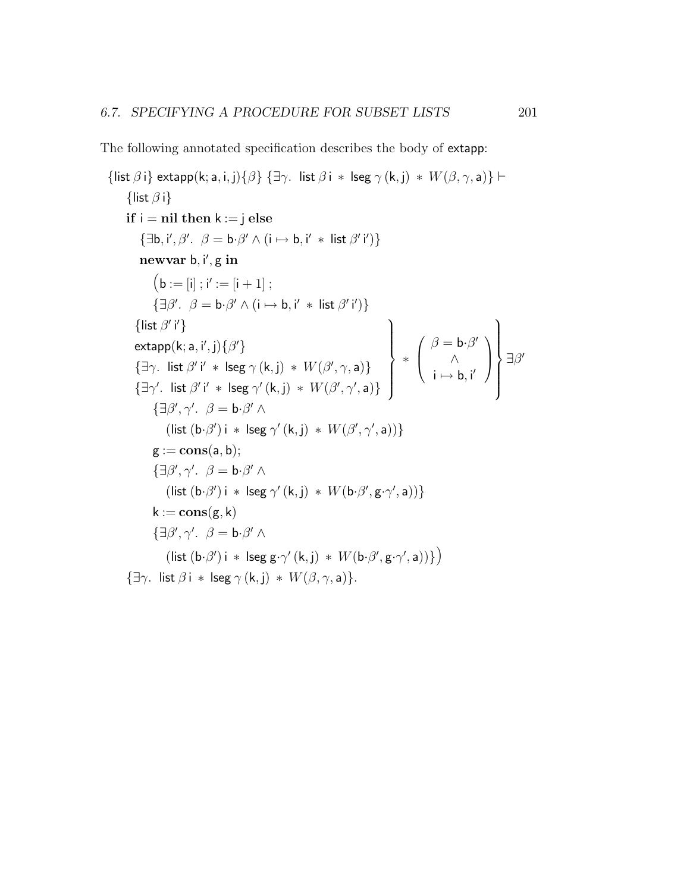The following annotated specification describes the body of extapp:

$$
\begin{array}{l}
\{\mathsf{list}\ \beta\,\mathsf{i}\}\ \mathsf{extapp}(\mathsf{k};\mathsf{a},\mathsf{i},\mathsf{j})\{\beta\}\ \{\exists\gamma.\ \ \mathsf{list}\ \beta\,\mathsf{i}\ *\ \mathsf{lseg}\ \gamma\,(\mathsf{k},\mathsf{j})\ *\ W(\beta,\gamma,\mathsf{a})\} \vdash \\
\quad \{\mathsf{list}\ \beta\,\mathsf{i}\} \\
\quad \textbf{if}\ \mathsf{i} = \textbf{nil}\ \textbf{then}\ \mathsf{k} := \mathsf{j}\ \textbf{else} \\
\qquad \{\exists \mathsf{b}, \mathsf{i}', \beta'.\ \ \beta = \mathsf{b}\cdot\beta' \wedge (\mathsf{i} \mapsto \mathsf{b}, \mathsf{i}'\ *\ \mathsf{list}\ \beta'\,\mathsf{i}')\} \\
\qquad \textbf{newvar}\ \mathsf{b}, \mathsf{i}', \mathsf{g}\ \textbf{in} \\
\qquad\quad \big(\mathsf{b} := [\mathsf{i}]\ ;\ \mathsf{i}' := [\mathsf{i}+1]\ ; \\
\qquad\quad \{\exists \beta'.\ \ \beta = \mathsf{b}\cdot\beta' \wedge (\mathsf{i} \mapsto \mathsf{b}, \mathsf{i}'\ *\ \mathsf{list}\ \beta'\,\mathsf{i}')\} \\
\qquad \left.\left\{\begin{array}{l}
\{\mathsf{list}\ \beta'\,\mathsf{i}'\} \\
\mathsf{extapp}(\mathsf{k};\mathsf{a},\mathsf{i}',\mathsf{j})\{\beta'\} \\
\{\exists\gamma.\ \ \mathsf{list}\ \beta'\,\mathsf{i}'\ *\ \mathsf{lseg}\ \gamma\,(\mathsf{k},\mathsf{j})\ *\ W(\beta',\gamma,\mathsf{a})\} \\
\{\exists\gamma'.\ \ \mathsf{list}\ \beta'\,\mathsf{i}'\ *\ \mathsf{lseg}\ \gamma'\,(\mathsf{k},\mathsf{j})\ *\ W(\beta',\gamma',\mathsf{a})\}
\end{array}\right\}\ *\ \left(\begin{array}{c} \beta = \mathsf{b}\cdot\beta' \\ \wedge \\ \mathsf{i} \mapsto \mathsf{b}, \mathsf{i}' \end{array}\right)\right\}\ \exists\beta' \\
\qquad\quad \{\exists \beta', \gamma'.\ \ \beta = \mathsf{b}\cdot\beta' \wedge \\
\qquad\qquad (\mathsf{list}\ (\mathsf{b}\cdot\beta')\,\mathsf{i}\ *\ \mathsf{lseg}\ \gamma'\,(\mathsf{k},\mathsf{j})\ *\ W(\beta',\gamma',\mathsf{a}))\} \\
\qquad\quad \mathsf{g} := \textbf{cons}(\mathsf{a},\mathsf{b}); \\
\qquad\quad \{\exists \beta', \gamma'.\ \ \beta = \mathsf{b}\cdot\beta' \wedge \\
\qquad\qquad (\mathsf{list}\ (\mathsf{b}\cdot\beta')\,\mathsf{i}\ *\ \mathsf{lseg}\ \gamma'\,(\mathsf{k},\mathsf{j})\ *\ W(\mathsf{b}\cdot\beta',\mathsf{g}\cdot\gamma',\mathsf{a}))\} \\
\qquad\quad \mathsf{k} := \textbf{cons}(\mathsf{g},\mathsf{k}) \\
\qquad\quad \{\exists \beta', \gamma'.\ \ \beta = \mathsf{b}\cdot\beta' \wedge \\
\qquad\qquad (\mathsf{list}\ (\mathsf{b}\cdot\beta')\,\mathsf{i}\ *\ \mathsf{lseg}\ \mathsf{g}\cdot\gamma'\,(\mathsf{k},\mathsf{j})\ *\ W(\mathsf{b}\cdot\beta',\mathsf{g}\cdot\gamma',\mathsf{a}))\}\big) \\
\quad \{\exists\gamma.\ \ \mathsf{list}\ \beta\,\mathsf{i}\ *\ \mathsf{lseg}\ \gamma\,(\mathsf{k},\mathsf{j})\ *\ W(\beta,\gamma,\mathsf{a})\}.
\end{array}
$$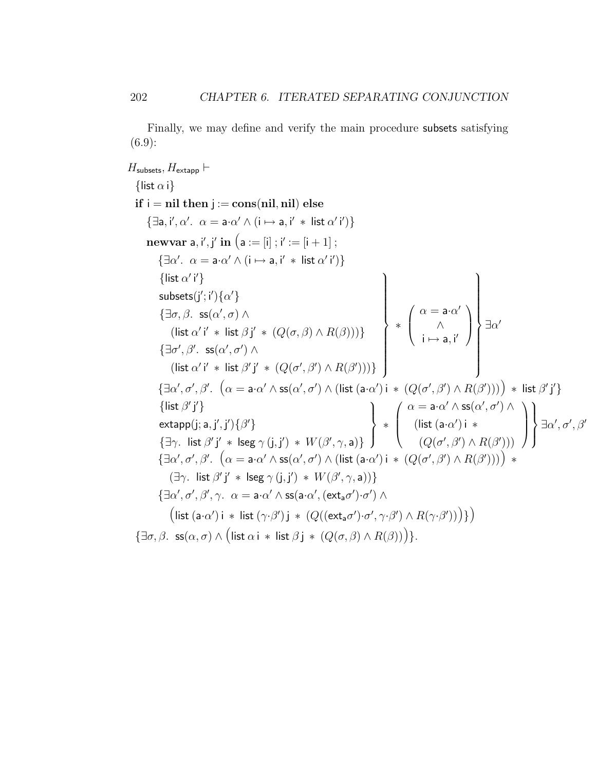Finally, we may define and verify the main procedure subsets satisfying (6.9):

$$
\begin{array}{l}
H_{\mathsf{subsets}}, H_{\mathsf{extapp}} \vdash \\
\quad \{\mathsf{list}\ \alpha\ \mathsf{i}\} \\
\quad \mathbf{if}\ \mathsf{i} = \mathbf{nil}\ \mathbf{then}\ \mathsf{j} := \mathbf{cons}(\mathbf{nil}, \mathbf{nil})\ \mathbf{else} \\
\qquad \{\exists \mathsf{a}, \mathsf{i}', \alpha'.\ \alpha = \mathsf{a}{\cdot}\alpha' \wedge (\mathsf{i} \mapsto \mathsf{a}, \mathsf{i}' \ * \ \mathsf{list}\ \alpha'\ \mathsf{i}')\} \\
\qquad \mathbf{newvar}\ \mathsf{a}, \mathsf{i}', \mathsf{j}'\ \mathbf{in}\ \big(\mathsf{a} := [\mathsf{i}]\ ;\ \mathsf{i}' := [\mathsf{i}+1]\ ; \\
\qquad\quad \{\exists \alpha'.\ \alpha = \mathsf{a}{\cdot}\alpha' \wedge (\mathsf{i} \mapsto \mathsf{a}, \mathsf{i}' \ * \ \mathsf{list}\ \alpha'\ \mathsf{i}')\} \\
\qquad\quad \left.\left\{ \begin{array}{l}
\{\mathsf{list}\ \alpha'\ \mathsf{i}'\} \\
\mathsf{subsets}(\mathsf{j}'; \mathsf{i}')\{\alpha'\} \\
\{\exists \sigma, \beta.\ \mathsf{ss}(\alpha', \sigma) \wedge \\
\quad (\mathsf{list}\ \alpha'\ \mathsf{i}' \ * \ \mathsf{list}\ \beta\ \mathsf{j}' \ * \ (Q(\sigma, \beta) \wedge R(\beta)))\} \\
\{\exists \sigma', \beta'.\ \mathsf{ss}(\alpha', \sigma') \wedge \\
\quad (\mathsf{list}\ \alpha'\ \mathsf{i}' \ * \ \mathsf{list}\ \beta'\ \mathsf{j}' \ * \ (Q(\sigma', \beta') \wedge R(\beta')))\}
\end{array} \right\} \ * \ \left( \begin{array}{c} \alpha = \mathsf{a}{\cdot}\alpha' \\ \wedge \\ \mathsf{i} \mapsto \mathsf{a}, \mathsf{i}' \end{array} \right) \right\} \exists \alpha' \\
\qquad\quad \{\exists \alpha', \sigma', \beta'.\ \big(\alpha = \mathsf{a}{\cdot}\alpha' \wedge \mathsf{ss}(\alpha', \sigma') \wedge (\mathsf{list}\ (\mathsf{a}{\cdot}\alpha')\ \mathsf{i} \ * \ (Q(\sigma', \beta') \wedge R(\beta')))\big) \ * \ \mathsf{list}\ \beta'\ \mathsf{j}'\} \\
\qquad\quad \left.\left\{ \begin{array}{l}
\{\mathsf{list}\ \beta'\ \mathsf{j}'\} \\
\mathsf{extapp}(\mathsf{j}; \mathsf{a}, \mathsf{j}', \mathsf{j}')\{\beta'\} \\
\{\exists \gamma.\ \mathsf{list}\ \beta'\ \mathsf{j}' \ * \ \mathsf{lseg}\ \gamma\ (\mathsf{j}, \mathsf{j}') \ * \ W(\beta', \gamma, \mathsf{a})\}
\end{array} \right\} \ * \ \left( \begin{array}{c} \alpha = \mathsf{a}{\cdot}\alpha' \wedge \mathsf{ss}(\alpha', \sigma') \wedge \\ (\mathsf{list}\ (\mathsf{a}{\cdot}\alpha')\ \mathsf{i} \ * \\ (Q(\sigma', \beta') \wedge R(\beta'))) \end{array} \right) \right\} \exists \alpha', \sigma', \beta' \\
\qquad\quad \{\exists \alpha', \sigma', \beta'.\ \big(\alpha = \mathsf{a}{\cdot}\alpha' \wedge \mathsf{ss}(\alpha', \sigma') \wedge (\mathsf{list}\ (\mathsf{a}{\cdot}\alpha')\ \mathsf{i} \ * \ (Q(\sigma', \beta') \wedge R(\beta')))\big) \ * \\
\qquad\qquad (\exists \gamma.\ \mathsf{list}\ \beta'\ \mathsf{j}' \ * \ \mathsf{lseg}\ \gamma\ (\mathsf{j}, \mathsf{j}') \ * \ W(\beta', \gamma, \mathsf{a}))\} \\
\qquad\quad \{\exists \alpha', \sigma', \beta', \gamma.\ \alpha = \mathsf{a}{\cdot}\alpha' \wedge \mathsf{ss}(\mathsf{a}{\cdot}\alpha', (\mathsf{ext}_{\mathsf{a}}\sigma'){\cdot}\sigma') \wedge \\
\qquad\qquad \big(\mathsf{list}\ (\mathsf{a}{\cdot}\alpha')\ \mathsf{i} \ * \ \mathsf{list}\ (\gamma{\cdot}\beta')\ \mathsf{j} \ * \ (Q((\mathsf{ext}_{\mathsf{a}}\sigma'){\cdot}\sigma', \gamma{\cdot}\beta') \wedge R(\gamma{\cdot}\beta'))\big)\}\big) \\
\quad \{\exists \sigma, \beta.\ \mathsf{ss}(\alpha, \sigma) \wedge \big(\mathsf{list}\ \alpha\ \mathsf{i} \ * \ \mathsf{list}\ \beta\ \mathsf{j} \ * \ (Q(\sigma, \beta) \wedge R(\beta))\big)\}.
\end{array}
$$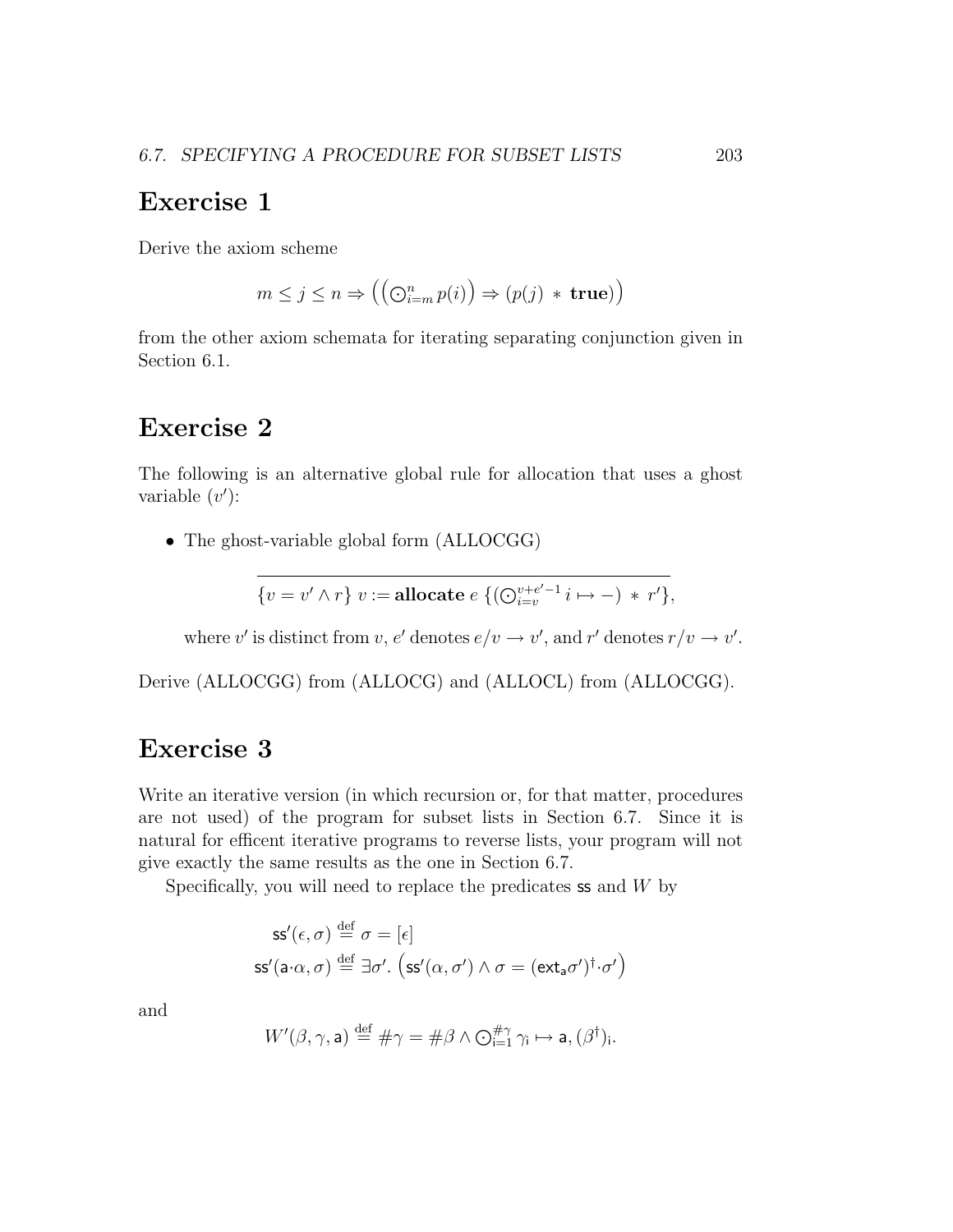# Exercise 1

Derive the axiom scheme

$$m \leq j \leq n \Rightarrow \left(\left(\bigodot_{i=m}^{n} p(i)\right) \Rightarrow (p(j) \;*\; \textbf{true})\right)$$

from the other axiom schemata for iterating separating conjunction given in Section 6.1.

# Exercise 2

The following is an alternative global rule for allocation that uses a ghost variable ($v'$):

- The ghost-variable global form (ALLOCGG)

$$\overline{\{v = v' \wedge r\}\; v := \textbf{allocate}\; e\; \{(\bigodot_{i=v}^{v+e'-1} i \mapsto -) \;*\; r'\}},$$

where $v'$ is distinct from $v$, $e'$ denotes $e/v \to v'$, and $r'$ denotes $r/v \to v'$.

Derive (ALLOCGG) from (ALLOCG) and (ALLOCL) from (ALLOCGG).

# Exercise 3

Write an iterative version (in which recursion or, for that matter, procedures are not used) of the program for subset lists in Section 6.7. Since it is natural for efficent iterative programs to reverse lists, your program will not give exactly the same results as the one in Section 6.7.

Specifically, you will need to replace the predicates $\mathsf{ss}$ and $W$ by

$$\mathsf{ss}'(\epsilon, \sigma) \stackrel{\text{def}}{=} \sigma = [\epsilon]$$
$$\mathsf{ss}'(\mathsf{a}{\cdot}\alpha, \sigma) \stackrel{\text{def}}{=} \exists \sigma'.\ \left(\mathsf{ss}'(\alpha, \sigma') \wedge \sigma = (\mathsf{ext}_{\mathsf{a}}\sigma')^{\dagger}{\cdot}\sigma'\right)$$

and

$$W'(\beta, \gamma, \mathsf{a}) \stackrel{\text{def}}{=} \#\gamma = \#\beta \wedge \bigodot_{\mathsf{i}=1}^{\#\gamma} \gamma_{\mathsf{i}} \mapsto \mathsf{a}, (\beta^{\dagger})_{\mathsf{i}}.$$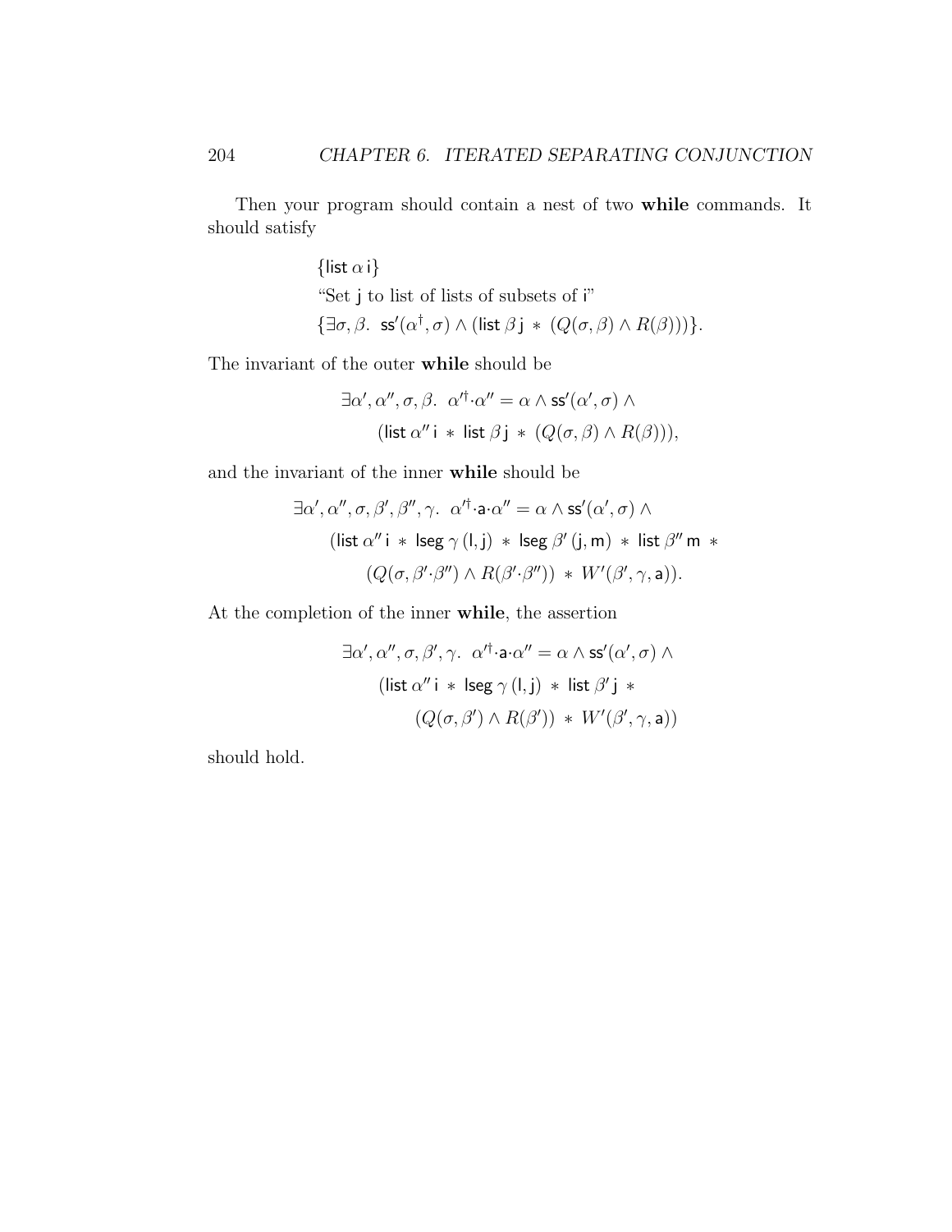Then your program should contain a nest of two **while** commands. It should satisfy

$$\{\mathsf{list}\,\alpha\,\mathsf{i}\}$$

"Set j to list of lists of subsets of i"

$$\{\exists\sigma,\beta.\;\; \mathsf{ss}'(\alpha^{\dagger},\sigma) \wedge (\mathsf{list}\,\beta\,\mathsf{j} \;*\; (Q(\sigma,\beta) \wedge R(\beta)))\}.$$

The invariant of the outer **while** should be

$$\exists\alpha',\alpha'',\sigma,\beta.\;\; \alpha'^{\dagger}{\cdot}\alpha'' = \alpha \wedge \mathsf{ss}'(\alpha',\sigma) \wedge \\ (\mathsf{list}\,\alpha''\,\mathsf{i} \;*\; \mathsf{list}\,\beta\,\mathsf{j} \;*\; (Q(\sigma,\beta) \wedge R(\beta))),$$

and the invariant of the inner **while** should be

$$\exists\alpha',\alpha'',\sigma,\beta',\beta'',\gamma.\;\; \alpha'^{\dagger}{\cdot}\mathsf{a}{\cdot}\alpha'' = \alpha \wedge \mathsf{ss}'(\alpha',\sigma) \wedge \\ (\mathsf{list}\,\alpha''\,\mathsf{i} \;*\; \mathsf{lseg}\,\gamma\,(\mathsf{l},\mathsf{j}) \;*\; \mathsf{lseg}\,\beta'\,(\mathsf{j},\mathsf{m}) \;*\; \mathsf{list}\,\beta''\,\mathsf{m} \;*\; \\ (Q(\sigma,\beta'{\cdot}\beta'') \wedge R(\beta'{\cdot}\beta'')) \;*\; W'(\beta',\gamma,\mathsf{a})).$$

At the completion of the inner **while**, the assertion

$$\exists\alpha',\alpha'',\sigma,\beta',\gamma.\;\; \alpha'^{\dagger}{\cdot}\mathsf{a}{\cdot}\alpha'' = \alpha \wedge \mathsf{ss}'(\alpha',\sigma) \wedge \\ (\mathsf{list}\,\alpha''\,\mathsf{i} \;*\; \mathsf{lseg}\,\gamma\,(\mathsf{l},\mathsf{j}) \;*\; \mathsf{list}\,\beta'\,\mathsf{j} \;*\; \\ (Q(\sigma,\beta') \wedge R(\beta')) \;*\; W'(\beta',\gamma,\mathsf{a}))$$

should hold.